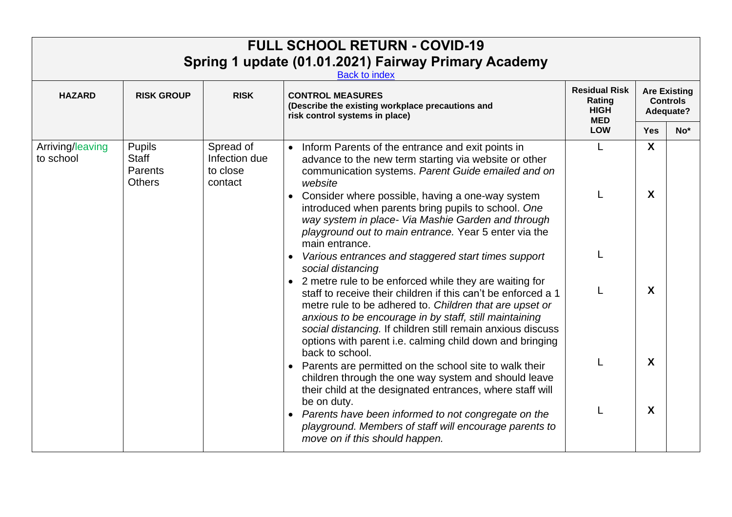# FULL SCHOOL RETURN - COVID-19

## Spring 1 update (01.01.2021) Fairway Primary Academy

[Back to index]

| HAZARD | RISK GROUP | RISK | CONTROL MEASURES (Describe the existing workplace precautions and risk control systems in place) | Residual Risk Rating HIGH MED LOW | Are Existing Controls Adequate? | |
|---|---|---|---|---|---|---|
| | | | | | Yes | No* |
| Arriving/leaving to school | Pupils<br>Staff<br>Parents<br>Others | Spread of Infection due to close contact | • Inform Parents of the entrance and exit points in advance to the new term starting via website or other communication systems. *Parent Guide emailed and on website* | L | X | |
| | | | • Consider where possible, having a one-way system introduced when parents bring pupils to school. *One way system in place- Via Mashie Garden and through playground out to main entrance.* Year 5 enter via the main entrance. | L | X | |
| | | | • *Various entrances and staggered start times support social distancing* | L | | |
| | | | • 2 metre rule to be enforced while they are waiting for staff to receive their children if this can't be enforced a 1 metre rule to be adhered to. *Children that are upset or anxious to be encourage in by staff, still maintaining social distancing.* If children still remain anxious discuss options with parent i.e. calming child down and bringing back to school. | L | X | |
| | | | • Parents are permitted on the school site to walk their children through the one way system and should leave their child at the designated entrances, where staff will be on duty. | L | X | |
| | | | • *Parents have been informed to not congregate on the playground. Members of staff will encourage parents to move on if this should happen.* | L | X | |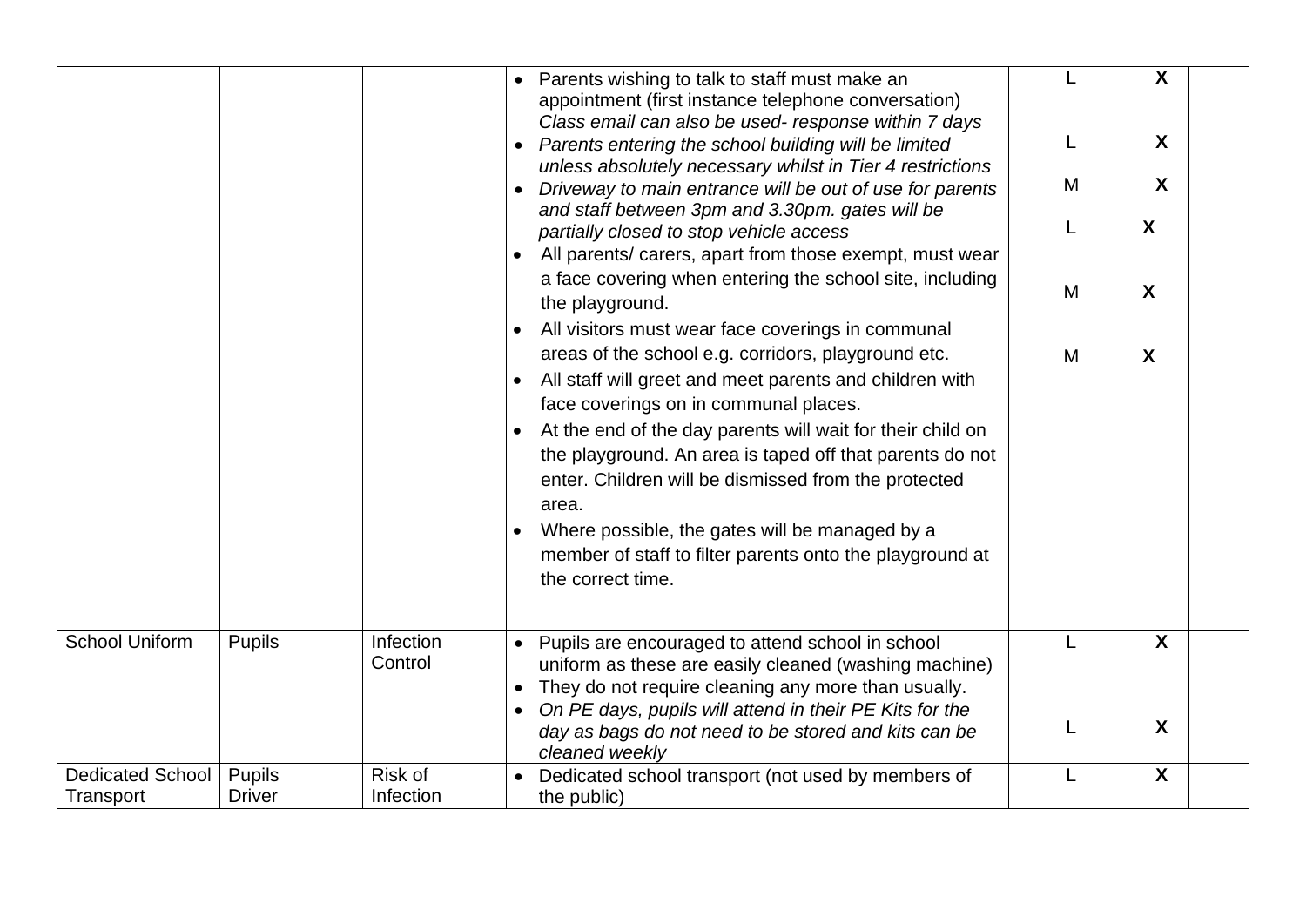| | | | | | | |
|---|---|---|---|---|---|---|
| | | | • Parents wishing to talk to staff must make an appointment (first instance telephone conversation) *Class email can also be used- response within 7 days*<br>• *Parents entering the school building will be limited unless absolutely necessary whilst in Tier 4 restrictions*<br>• *Driveway to main entrance will be out of use for parents and staff between 3pm and 3.30pm. gates will be partially closed to stop vehicle access*<br>• All parents/ carers, apart from those exempt, must wear a face covering when entering the school site, including the playground.<br>• All visitors must wear face coverings in communal areas of the school e.g. corridors, playground etc.<br>• All staff will greet and meet parents and children with face coverings on in communal places.<br>• At the end of the day parents will wait for their child on the playground. An area is taped off that parents do not enter. Children will be dismissed from the protected area.<br>• Where possible, the gates will be managed by a member of staff to filter parents onto the playground at the correct time. | L<br>L<br>M<br>L<br>M<br>M | **X**<br>**X**<br>**X**<br>**X**<br>**X**<br>**X** | |
| School Uniform | Pupils | Infection Control | • Pupils are encouraged to attend school in school uniform as these are easily cleaned (washing machine)<br>• They do not require cleaning any more than usually.<br>• *On PE days, pupils will attend in their PE Kits for the day as bags do not need to be stored and kits can be cleaned weekly* | L<br>L | **X**<br>**X** | |
| Dedicated School Transport | Pupils<br>Driver | Risk of Infection | • Dedicated school transport (not used by members of the public) | L | **X** | |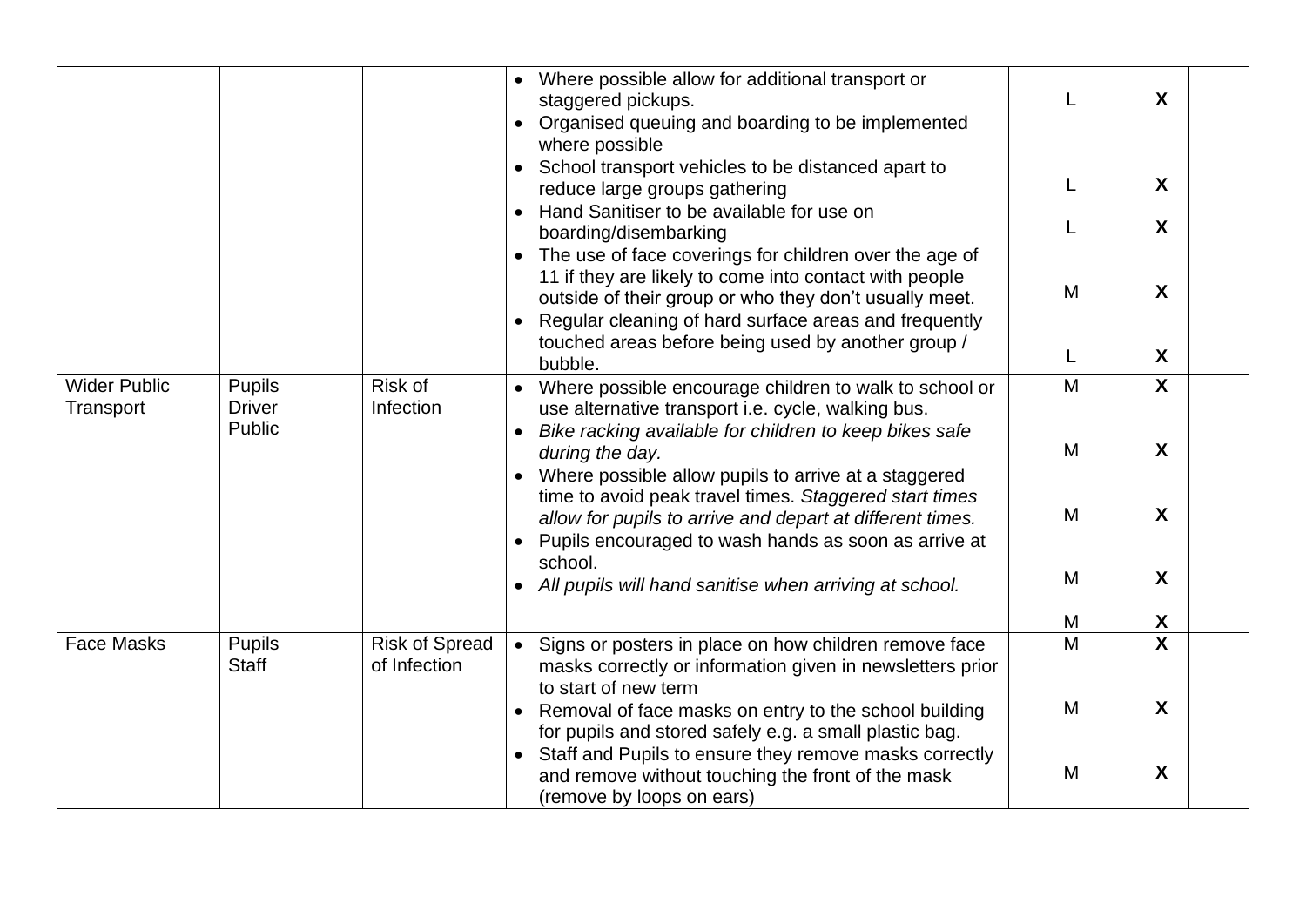| | | | | | | |
|---|---|---|---|---|---|---|
| | | | • Where possible allow for additional transport or staggered pickups.<br>• Organised queuing and boarding to be implemented where possible<br>• School transport vehicles to be distanced apart to reduce large groups gathering<br>• Hand Sanitiser to be available for use on boarding/disembarking<br>• The use of face coverings for children over the age of 11 if they are likely to come into contact with people outside of their group or who they don't usually meet.<br>• Regular cleaning of hard surface areas and frequently touched areas before being used by another group / bubble. | L<br><br>L<br>L<br><br>M<br><br>L | **X**<br><br>**X**<br>**X**<br><br>**X**<br><br>**X** | |
| Wider Public Transport | Pupils<br>Driver<br>Public | Risk of Infection | • Where possible encourage children to walk to school or use alternative transport i.e. cycle, walking bus.<br>• *Bike racking available for children to keep bikes safe during the day.*<br>• Where possible allow pupils to arrive at a staggered time to avoid peak travel times. *Staggered start times allow for pupils to arrive and depart at different times.*<br>• Pupils encouraged to wash hands as soon as arrive at school.<br>• *All pupils will hand sanitise when arriving at school.* | M<br><br>M<br><br>M<br><br>M<br><br>M | **X**<br><br>**X**<br><br>**X**<br><br>**X**<br><br>**X** | |
| Face Masks | Pupils<br>Staff | Risk of Spread of Infection | • Signs or posters in place on how children remove face masks correctly or information given in newsletters prior to start of new term<br>• Removal of face masks on entry to the school building for pupils and stored safely e.g. a small plastic bag.<br>• Staff and Pupils to ensure they remove masks correctly and remove without touching the front of the mask (remove by loops on ears) | M<br><br>M<br><br>M | **X**<br><br>**X**<br><br>**X** | |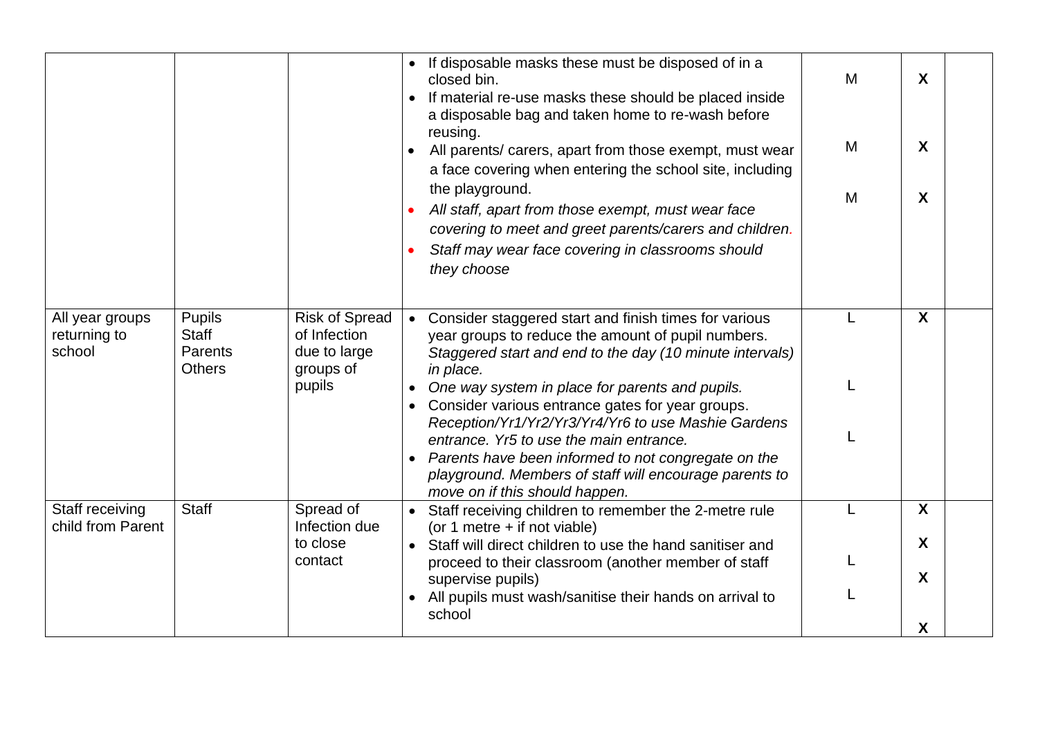| | | | | | | |
|---|---|---|---|---|---|---|
| | | | • If disposable masks these must be disposed of in a closed bin.<br>• If material re-use masks these should be placed inside a disposable bag and taken home to re-wash before reusing.<br>• All parents/ carers, apart from those exempt, must wear a face covering when entering the school site, including the playground.<br>• *All staff, apart from those exempt, must wear face covering to meet and greet parents/carers and children.*<br>• *Staff may wear face covering in classrooms should they choose* | M<br><br>M<br><br>M | X<br><br>X<br><br>X | |
| All year groups returning to school | Pupils<br>Staff<br>Parents<br>Others | Risk of Spread of Infection due to large groups of pupils | • Consider staggered start and finish times for various year groups to reduce the amount of pupil numbers. *Staggered start and end to the day (10 minute intervals) in place.*<br>• *One way system in place for parents and pupils.*<br>• Consider various entrance gates for year groups. *Reception/Yr1/Yr2/Yr3/Yr4/Yr6 to use Mashie Gardens entrance. Yr5 to use the main entrance.*<br>• *Parents have been informed to not congregate on the playground. Members of staff will encourage parents to move on if this should happen.* | L<br><br>L<br><br>L | X | |
| Staff receiving child from Parent | Staff | Spread of Infection due to close contact | • Staff receiving children to remember the 2-metre rule (or 1 metre + if not viable)<br>• Staff will direct children to use the hand sanitiser and proceed to their classroom (another member of staff supervise pupils)<br>• All pupils must wash/sanitise their hands on arrival to school | L<br><br>L<br><br>L | X<br><br>X<br><br>X<br><br>X | |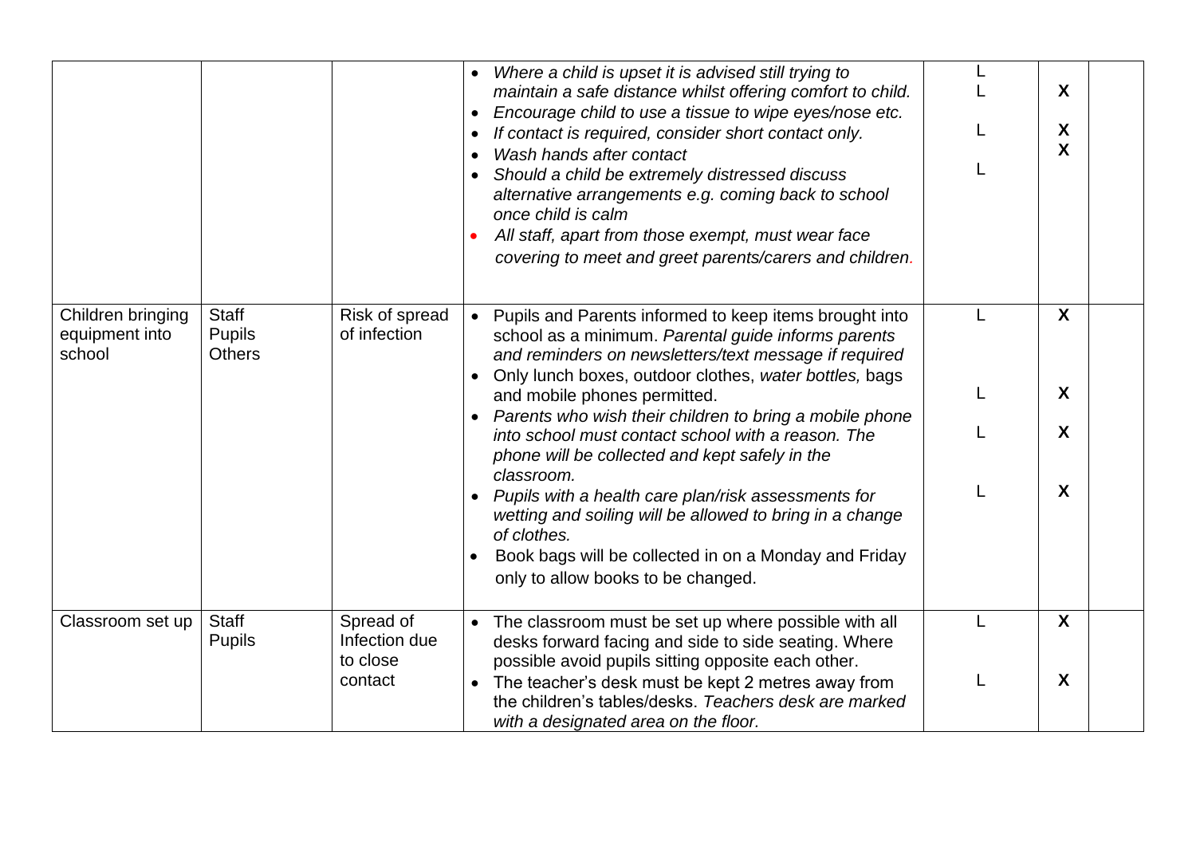| | | | | | | |
|---|---|---|---|---|---|---|
| | | | • *Where a child is upset it is advised still trying to maintain a safe distance whilst offering comfort to child.*<br>• *Encourage child to use a tissue to wipe eyes/nose etc.*<br>• *If contact is required, consider short contact only.*<br>• *Wash hands after contact*<br>• *Should a child be extremely distressed discuss alternative arrangements e.g. coming back to school once child is calm*<br>• *All staff, apart from those exempt, must wear face covering to meet and greet parents/carers and children.* | L<br>L<br>L<br>L | X<br>X<br>X | |
| Children bringing equipment into school | Staff<br>Pupils<br>Others | Risk of spread of infection | • Pupils and Parents informed to keep items brought into school as a minimum. *Parental guide informs parents and reminders on newsletters/text message if required*<br>• Only lunch boxes, outdoor clothes, *water bottles,* bags and mobile phones permitted.<br>• *Parents who wish their children to bring a mobile phone into school must contact school with a reason. The phone will be collected and kept safely in the classroom.*<br>• *Pupils with a health care plan/risk assessments for wetting and soiling will be allowed to bring in a change of clothes.*<br>• Book bags will be collected in on a Monday and Friday only to allow books to be changed. | L<br>L<br>L<br>L | X<br>X<br>X<br>X | |
| Classroom set up | Staff<br>Pupils | Spread of Infection due to close contact | • The classroom must be set up where possible with all desks forward facing and side to side seating. Where possible avoid pupils sitting opposite each other.<br>• The teacher's desk must be kept 2 metres away from the children's tables/desks. *Teachers desk are marked with a designated area on the floor.* | L<br>L | X<br>X | |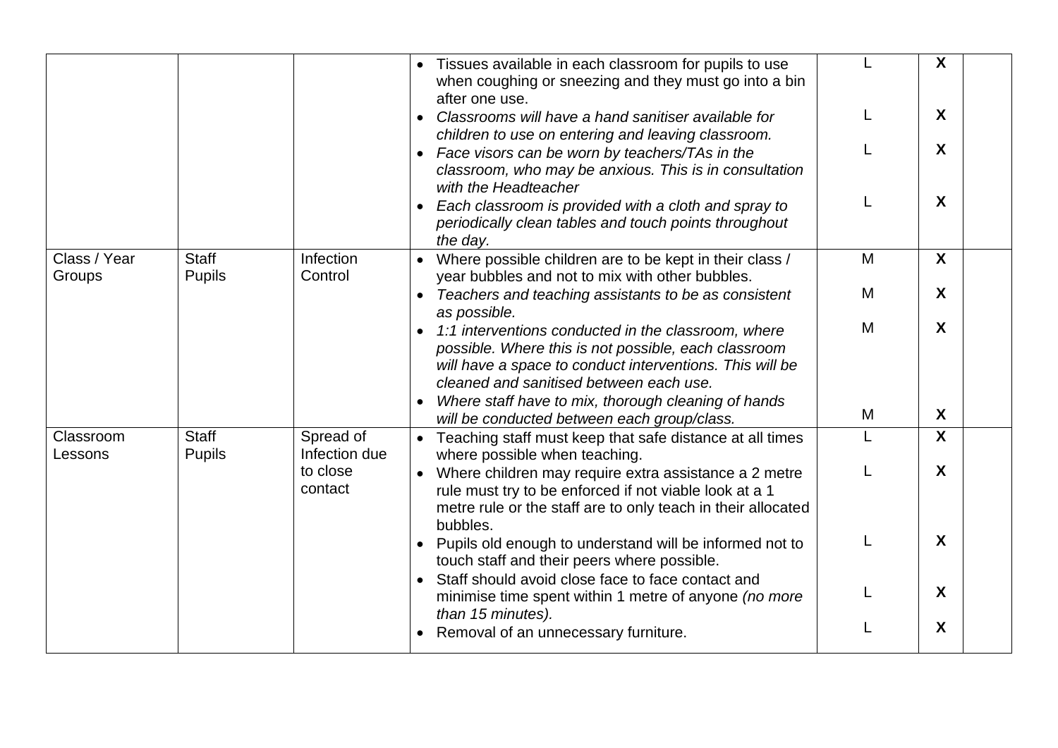| | | | | | | |
|---|---|---|---|---|---|---|
| | | | • Tissues available in each classroom for pupils to use when coughing or sneezing and they must go into a bin after one use.<br>• *Classrooms will have a hand sanitiser available for children to use on entering and leaving classroom.*<br>• *Face visors can be worn by teachers/TAs in the classroom, who may be anxious. This is in consultation with the Headteacher*<br>• *Each classroom is provided with a cloth and spray to periodically clean tables and touch points throughout the day.* | L<br><br>L<br><br>L<br><br>L | **X**<br><br>**X**<br><br>**X**<br><br>**X** | |
| Class / Year Groups | Staff<br>Pupils | Infection Control | • Where possible children are to be kept in their class / year bubbles and not to mix with other bubbles.<br>• *Teachers and teaching assistants to be as consistent as possible.*<br>• *1:1 interventions conducted in the classroom, where possible. Where this is not possible, each classroom will have a space to conduct interventions. This will be cleaned and sanitised between each use.*<br>• *Where staff have to mix, thorough cleaning of hands will be conducted between each group/class.* | M<br><br>M<br><br>M<br><br>M | **X**<br><br>**X**<br><br>**X**<br><br>**X** | |
| Classroom Lessons | Staff<br>Pupils | Spread of Infection due to close contact | • Teaching staff must keep that safe distance at all times where possible when teaching.<br>• Where children may require extra assistance a 2 metre rule must try to be enforced if not viable look at a 1 metre rule or the staff are to only teach in their allocated bubbles.<br>• Pupils old enough to understand will be informed not to touch staff and their peers where possible.<br>• Staff should avoid close face to face contact and minimise time spent within 1 metre of anyone *(no more than 15 minutes).*<br>• Removal of an unnecessary furniture. | L<br><br>L<br><br>L<br><br>L<br><br>L | **X**<br><br>**X**<br><br>**X**<br><br>**X**<br><br>**X** | |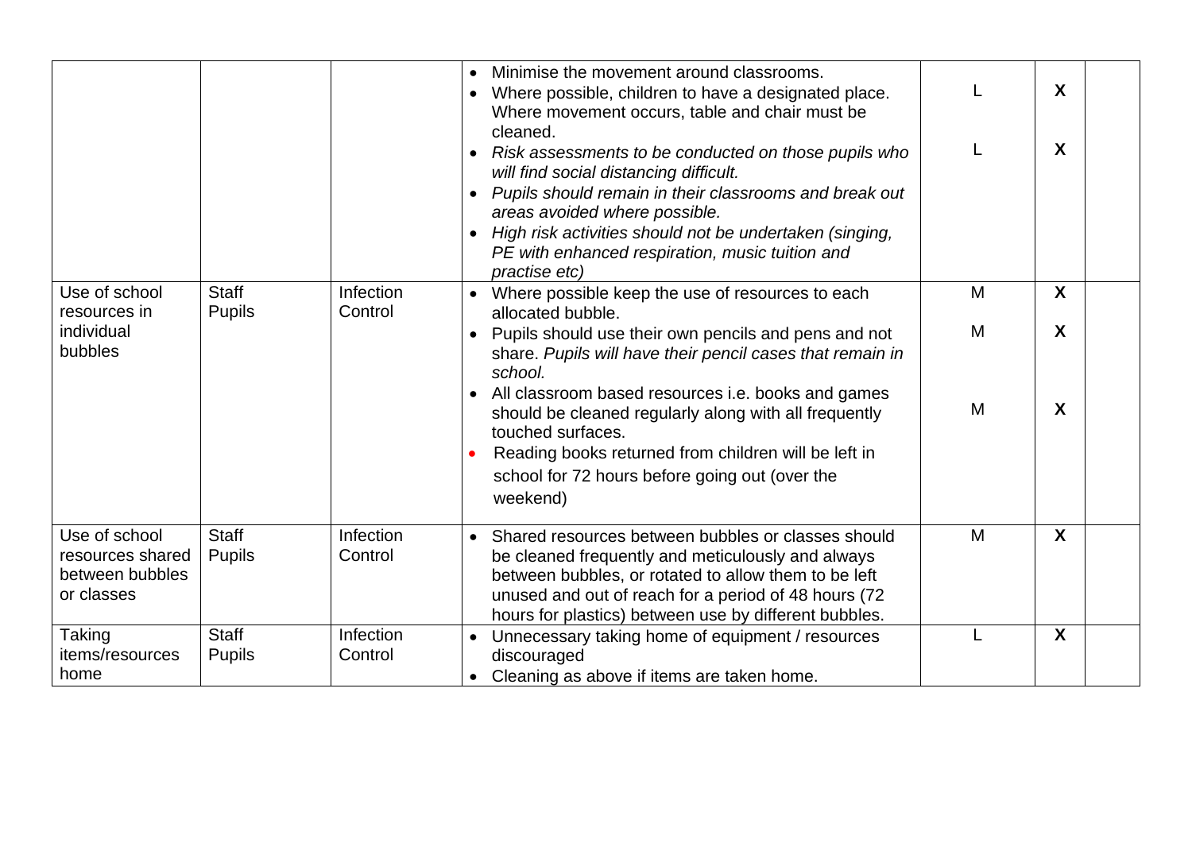| | | | | | | |
|---|---|---|---|---|---|---|
| | | | • Minimise the movement around classrooms.<br>• Where possible, children to have a designated place. Where movement occurs, table and chair must be cleaned.<br>• *Risk assessments to be conducted on those pupils who will find social distancing difficult.*<br>• *Pupils should remain in their classrooms and break out areas avoided where possible.*<br>• *High risk activities should not be undertaken (singing, PE with enhanced respiration, music tuition and practise etc)* | L<br><br>L | **X**<br><br>**X** | |
| Use of school resources in individual bubbles | Staff<br>Pupils | Infection Control | • Where possible keep the use of resources to each allocated bubble.<br>• Pupils should use their own pencils and pens and not share. *Pupils will have their pencil cases that remain in school.*<br>• All classroom based resources i.e. books and games should be cleaned regularly along with all frequently touched surfaces.<br>• Reading books returned from children will be left in school for 72 hours before going out (over the weekend) | M<br><br>M<br><br>M | **X**<br><br>**X**<br><br>**X** | |
| Use of school resources shared between bubbles or classes | Staff<br>Pupils | Infection Control | • Shared resources between bubbles or classes should be cleaned frequently and meticulously and always between bubbles, or rotated to allow them to be left unused and out of reach for a period of 48 hours (72 hours for plastics) between use by different bubbles. | M | **X** | |
| Taking items/resources home | Staff<br>Pupils | Infection Control | • Unnecessary taking home of equipment / resources discouraged<br>• Cleaning as above if items are taken home. | L | **X** | |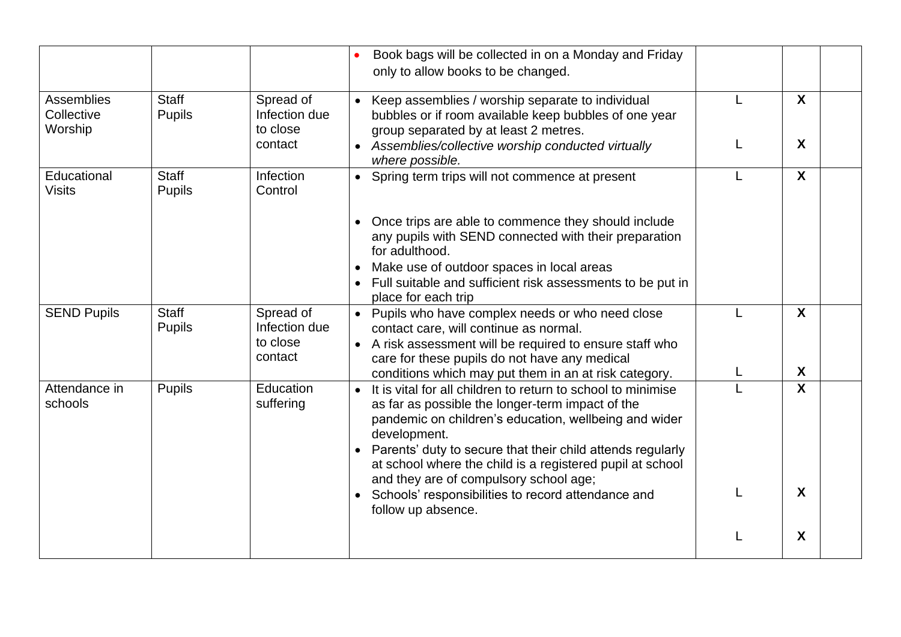| | | | | | | |
|---|---|---|---|---|---|---|
| | | | • Book bags will be collected in on a Monday and Friday only to allow books to be changed. | | | |
| Assemblies Collective Worship | Staff Pupils | Spread of Infection due to close contact | • Keep assemblies / worship separate to individual bubbles or if room available keep bubbles of one year group separated by at least 2 metres.<br>• *Assemblies/collective worship conducted virtually where possible.* | L<br><br>L | **X**<br><br>**X** | |
| Educational Visits | Staff Pupils | Infection Control | • Spring term trips will not commence at present<br><br>• Once trips are able to commence they should include any pupils with SEND connected with their preparation for adulthood.<br>• Make use of outdoor spaces in local areas<br>• Full suitable and sufficient risk assessments to be put in place for each trip | L | **X** | |
| SEND Pupils | Staff Pupils | Spread of Infection due to close contact | • Pupils who have complex needs or who need close contact care, will continue as normal.<br>• A risk assessment will be required to ensure staff who care for these pupils do not have any medical conditions which may put them in an at risk category. | L<br><br>L | **X**<br><br>**X** | |
| Attendance in schools | Pupils | Education suffering | • It is vital for all children to return to school to minimise as far as possible the longer-term impact of the pandemic on children's education, wellbeing and wider development.<br>• Parents' duty to secure that their child attends regularly at school where the child is a registered pupil at school and they are of compulsory school age;<br>• Schools' responsibilities to record attendance and follow up absence. | L<br><br>L<br><br>L | **X**<br><br>**X**<br><br>**X** | |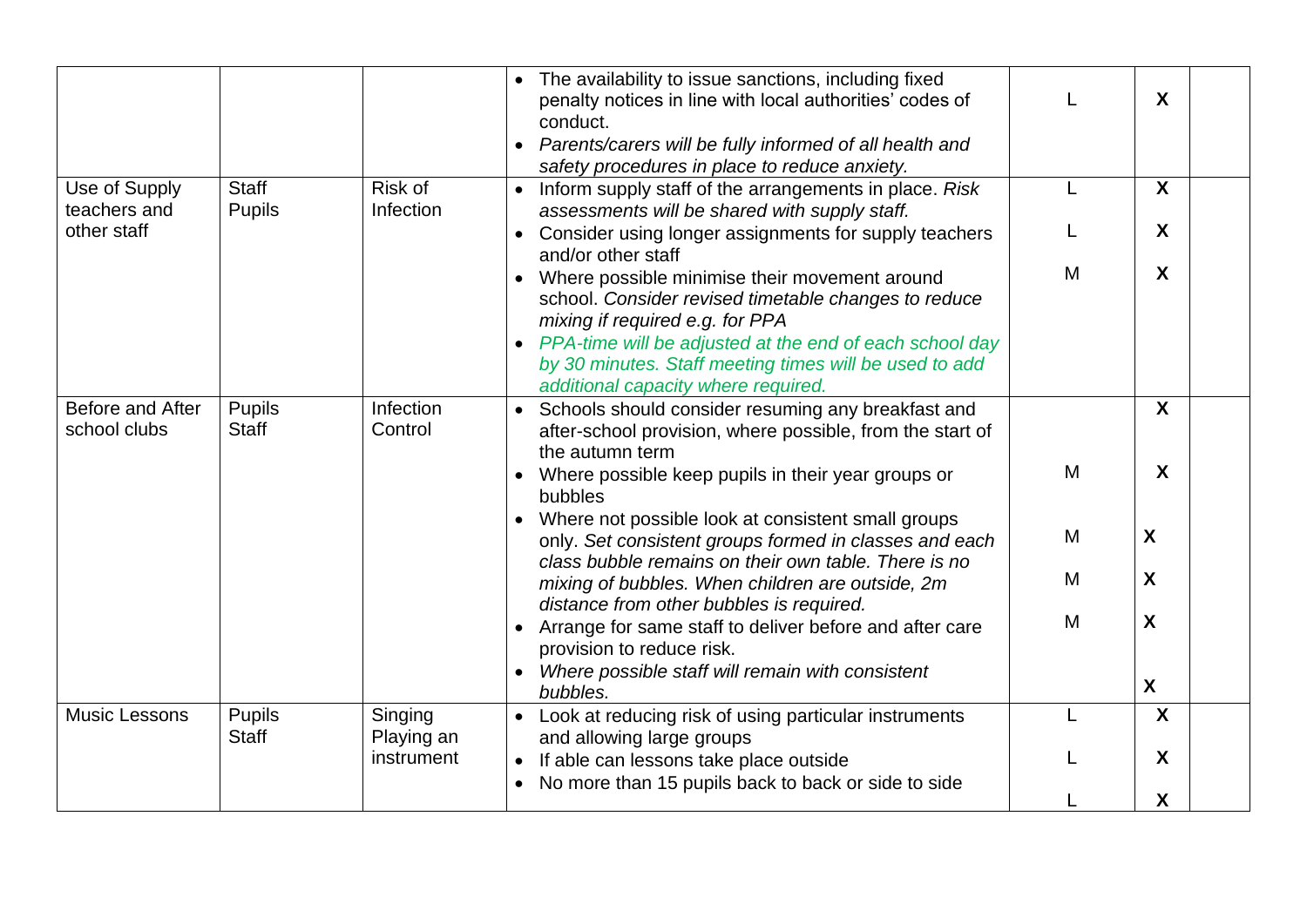| | | | | | | |
|---|---|---|---|---|---|---|
| | | | • The availability to issue sanctions, including fixed penalty notices in line with local authorities' codes of conduct.<br>• *Parents/carers will be fully informed of all health and safety procedures in place to reduce anxiety.* | L | X | |
| Use of Supply teachers and other staff | Staff<br>Pupils | Risk of Infection | • Inform supply staff of the arrangements in place. *Risk assessments will be shared with supply staff.*<br>• Consider using longer assignments for supply teachers and/or other staff<br>• Where possible minimise their movement around school. *Consider revised timetable changes to reduce mixing if required e.g. for PPA*<br>• *PPA-time will be adjusted at the end of each school day by 30 minutes. Staff meeting times will be used to add additional capacity where required.* | L<br>L<br>M | X<br>X<br>X | |
| Before and After school clubs | Pupils<br>Staff | Infection Control | • Schools should consider resuming any breakfast and after-school provision, where possible, from the start of the autumn term<br>• Where possible keep pupils in their year groups or bubbles<br>• Where not possible look at consistent small groups only. *Set consistent groups formed in classes and each class bubble remains on their own table. There is no mixing of bubbles. When children are outside, 2m distance from other bubbles is required.*<br>• Arrange for same staff to deliver before and after care provision to reduce risk.<br>• *Where possible staff will remain with consistent bubbles.* | <br>M<br>M<br>M<br>M | X<br>X<br>X<br>X<br>X<br>X | |
| Music Lessons | Pupils<br>Staff | Singing<br>Playing an instrument | • Look at reducing risk of using particular instruments and allowing large groups<br>• If able can lessons take place outside<br>• No more than 15 pupils back to back or side to side | L<br>L<br>L | X<br>X<br>X | |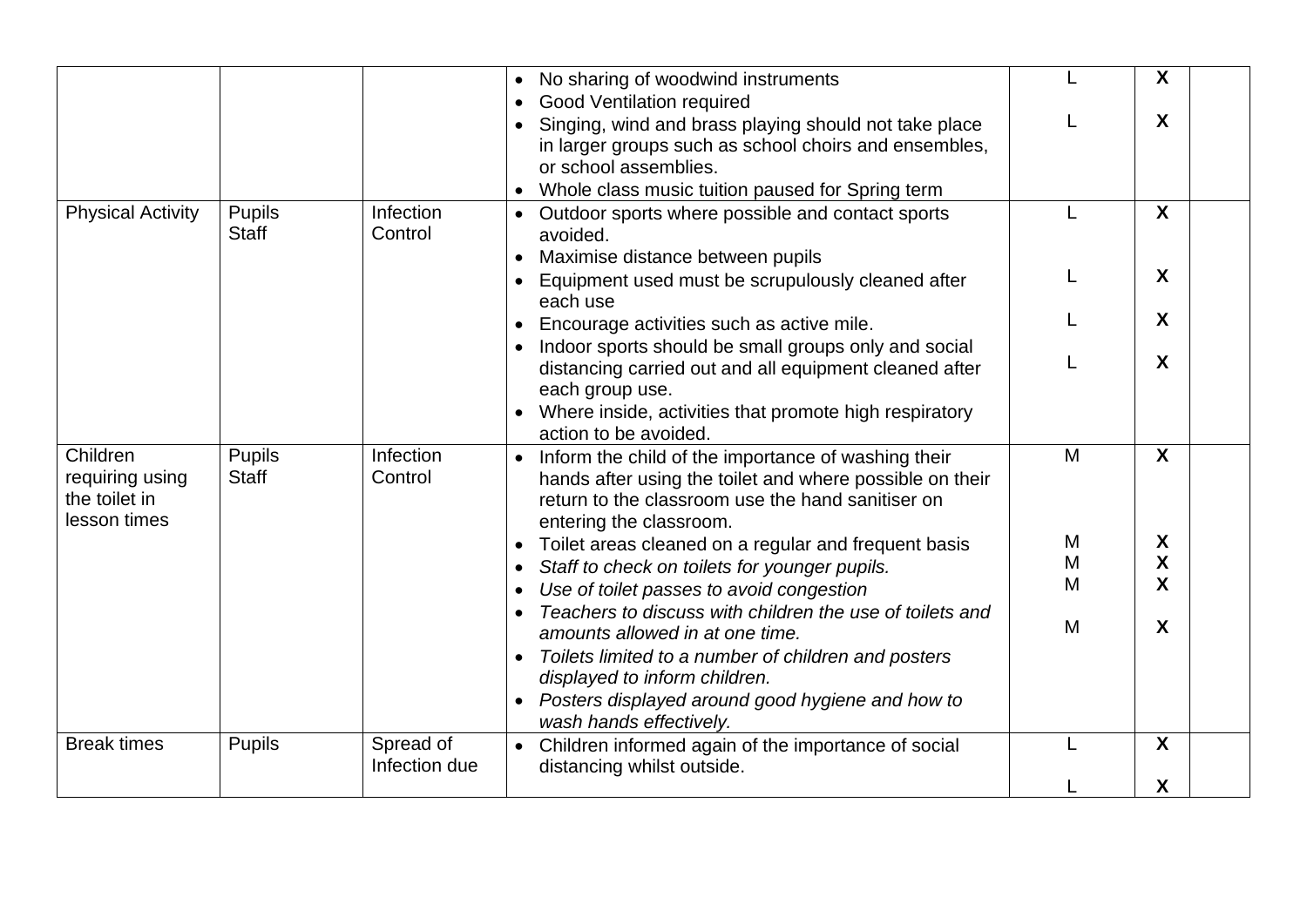| | | | | | | |
|---|---|---|---|---|---|---|
| | | | • No sharing of woodwind instruments<br>• Good Ventilation required<br>• Singing, wind and brass playing should not take place in larger groups such as school choirs and ensembles, or school assemblies.<br>• Whole class music tuition paused for Spring term | L<br><br>L | **X**<br><br>**X** | |
| Physical Activity | Pupils<br>Staff | Infection Control | • Outdoor sports where possible and contact sports avoided.<br>• Maximise distance between pupils<br>• Equipment used must be scrupulously cleaned after each use<br>• Encourage activities such as active mile.<br>• Indoor sports should be small groups only and social distancing carried out and all equipment cleaned after each group use.<br>• Where inside, activities that promote high respiratory action to be avoided. | L<br><br>L<br><br>L<br><br>L | **X**<br><br>**X**<br><br>**X**<br><br>**X** | |
| Children requiring using the toilet in lesson times | Pupils<br>Staff | Infection Control | • Inform the child of the importance of washing their hands after using the toilet and where possible on their return to the classroom use the hand sanitiser on entering the classroom.<br>• Toilet areas cleaned on a regular and frequent basis<br>• *Staff to check on toilets for younger pupils.*<br>• *Use of toilet passes to avoid congestion*<br>• *Teachers to discuss with children the use of toilets and amounts allowed in at one time.*<br>• *Toilets limited to a number of children and posters displayed to inform children.*<br>• *Posters displayed around good hygiene and how to wash hands effectively.* | M<br><br>M<br>M<br>M<br><br>M | **X**<br><br>**X**<br>**X**<br>**X**<br><br>**X** | |
| Break times | Pupils | Spread of Infection due | • Children informed again of the importance of social distancing whilst outside. | L<br><br>L | **X**<br><br>**X** | |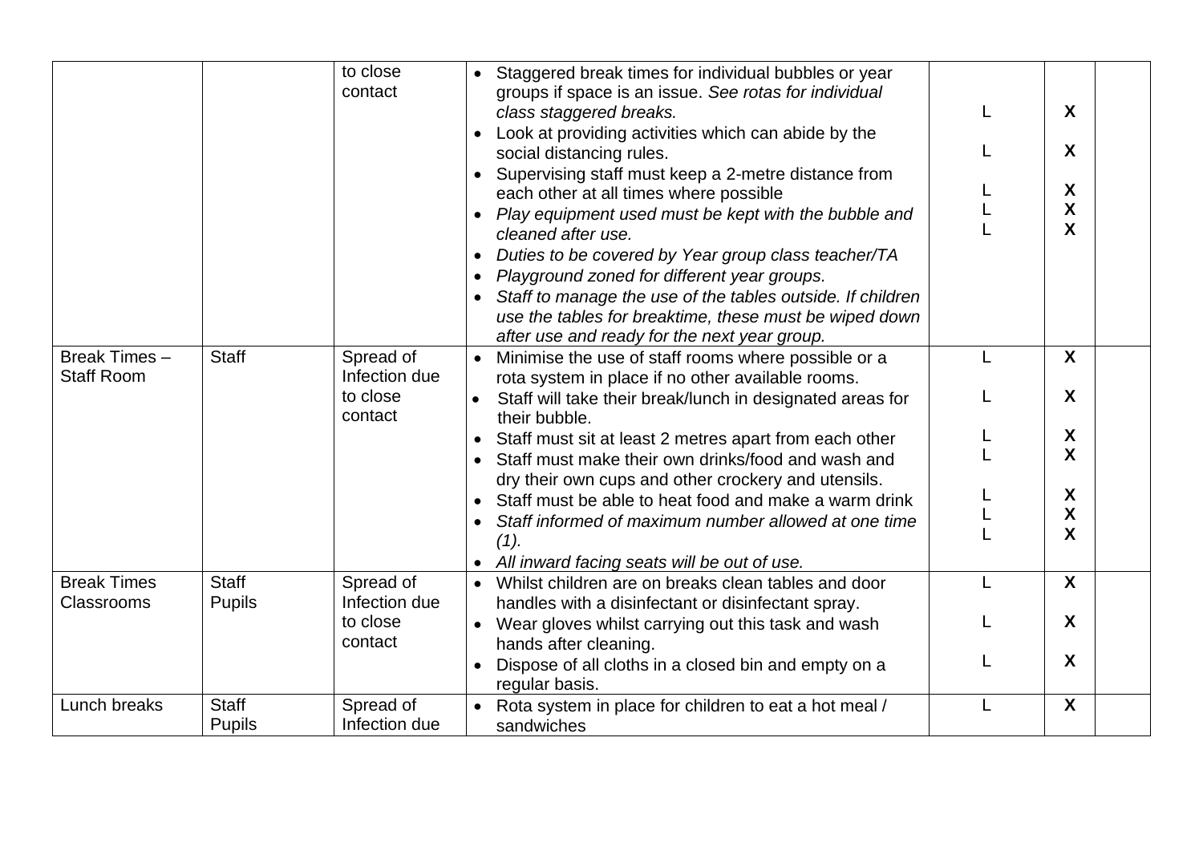| | | | | | | |
|---|---|---|---|---|---|---|
| | | to close contact | • Staggered break times for individual bubbles or year groups if space is an issue. *See rotas for individual class staggered breaks.*<br>• Look at providing activities which can abide by the social distancing rules.<br>• Supervising staff must keep a 2-metre distance from each other at all times where possible<br>• *Play equipment used must be kept with the bubble and cleaned after use.*<br>• *Duties to be covered by Year group class teacher/TA*<br>• *Playground zoned for different year groups.*<br>• *Staff to manage the use of the tables outside. If children use the tables for breaktime, these must be wiped down after use and ready for the next year group.* | L<br>L<br>L<br>L<br>L | **X**<br>**X**<br>**X**<br>**X**<br>**X** | |
| Break Times – Staff Room | Staff | Spread of Infection due to close contact | • Minimise the use of staff rooms where possible or a rota system in place if no other available rooms.<br>• Staff will take their break/lunch in designated areas for their bubble.<br>• Staff must sit at least 2 metres apart from each other<br>• Staff must make their own drinks/food and wash and dry their own cups and other crockery and utensils.<br>• Staff must be able to heat food and make a warm drink<br>• *Staff informed of maximum number allowed at one time (1).*<br>• *All inward facing seats will be out of use.* | L<br>L<br>L<br>L<br>L<br>L<br>L | **X**<br>**X**<br>**X**<br>**X**<br>**X**<br>**X**<br>**X** | |
| Break Times Classrooms | Staff<br>Pupils | Spread of Infection due to close contact | • Whilst children are on breaks clean tables and door handles with a disinfectant or disinfectant spray.<br>• Wear gloves whilst carrying out this task and wash hands after cleaning.<br>• Dispose of all cloths in a closed bin and empty on a regular basis. | L<br>L<br>L | **X**<br>**X**<br>**X** | |
| Lunch breaks | Staff<br>Pupils | Spread of Infection due | • Rota system in place for children to eat a hot meal / sandwiches | L | **X** | |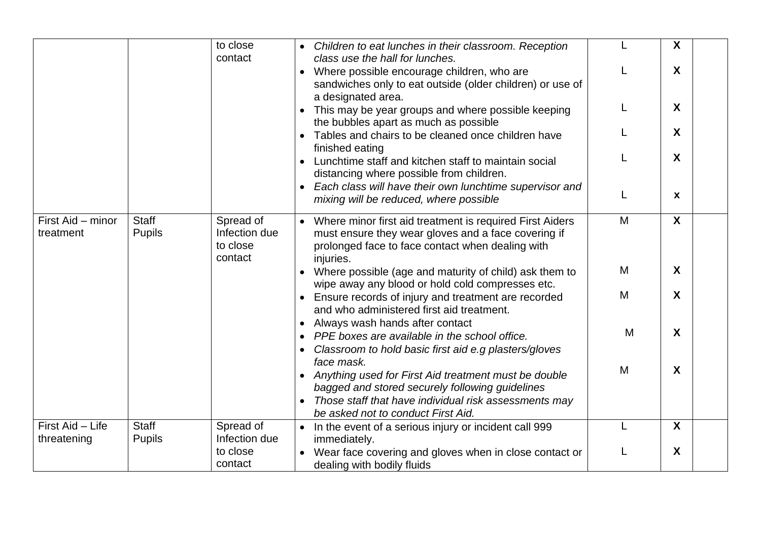| | | | | | | |
|---|---|---|---|---|---|---|
| | | to close contact | • *Children to eat lunches in their classroom. Reception class use the hall for lunches.*<br>• Where possible encourage children, who are sandwiches only to eat outside (older children) or use of a designated area.<br>• This may be year groups and where possible keeping the bubbles apart as much as possible<br>• Tables and chairs to be cleaned once children have finished eating<br>• Lunchtime staff and kitchen staff to maintain social distancing where possible from children.<br>• *Each class will have their own lunchtime supervisor and mixing will be reduced, where possible* | L<br>L<br>L<br>L<br>L<br>L | **X**<br>**X**<br>**X**<br>**X**<br>**X**<br>**x** | |
| First Aid – minor treatment | Staff<br>Pupils | Spread of Infection due to close contact | • Where minor first aid treatment is required First Aiders must ensure they wear gloves and a face covering if prolonged face to face contact when dealing with injuries.<br>• Where possible (age and maturity of child) ask them to wipe away any blood or hold cold compresses etc.<br>• Ensure records of injury and treatment are recorded and who administered first aid treatment.<br>• Always wash hands after contact<br>• *PPE boxes are available in the school office.*<br>• *Classroom to hold basic first aid e.g plasters/gloves face mask.*<br>• *Anything used for First Aid treatment must be double bagged and stored securely following guidelines*<br>• *Those staff that have individual risk assessments may be asked not to conduct First Aid.* | M<br>M<br>M<br>M<br>M | **X**<br>**X**<br>**X**<br>**X**<br>**X** | |
| First Aid – Life threatening | Staff<br>Pupils | Spread of Infection due to close contact | • In the event of a serious injury or incident call 999 immediately.<br>• Wear face covering and gloves when in close contact or dealing with bodily fluids | L<br>L | **X**<br>**X** | |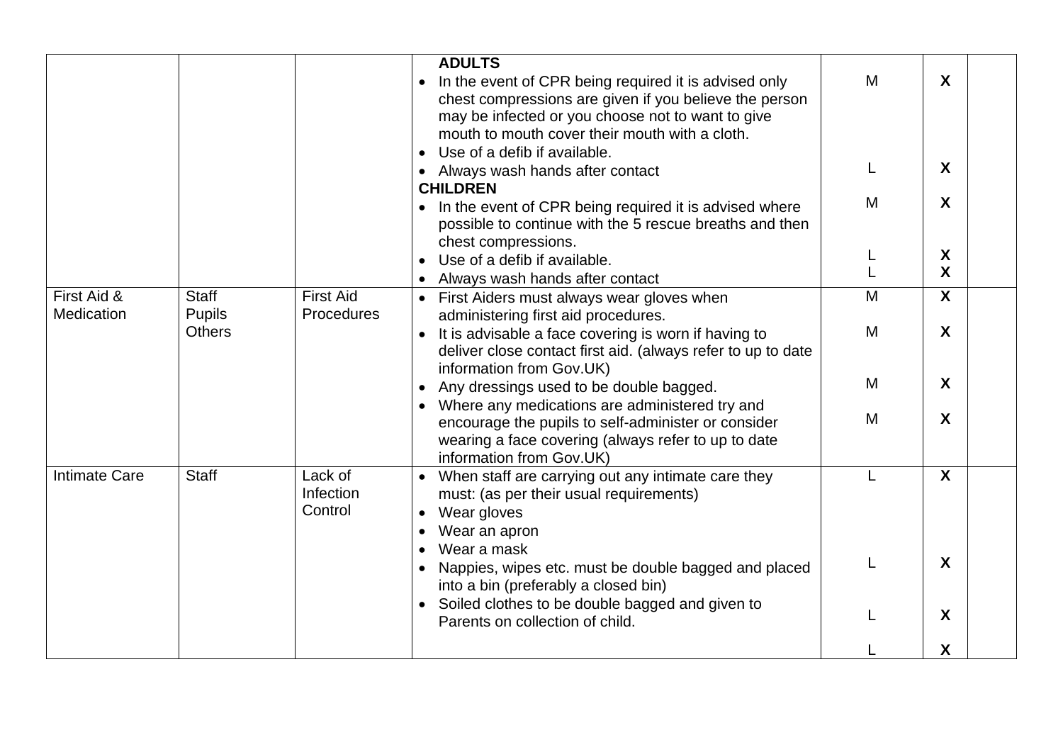| | | | | | | |
|---|---|---|---|---|---|---|
| | | | **ADULTS**<br>• In the event of CPR being required it is advised only chest compressions are given if you believe the person may be infected or you choose not to want to give mouth to mouth cover their mouth with a cloth.<br>• Use of a defib if available.<br>• Always wash hands after contact<br>**CHILDREN**<br>• In the event of CPR being required it is advised where possible to continue with the 5 rescue breaths and then chest compressions.<br>• Use of a defib if available.<br>• Always wash hands after contact | M<br><br>L<br><br>M<br><br>L<br>L | **X**<br><br>**X**<br><br>**X**<br><br>**X**<br>**X** | |
| First Aid & Medication | Staff<br>Pupils<br>Others | First Aid Procedures | • First Aiders must always wear gloves when administering first aid procedures.<br>• It is advisable a face covering is worn if having to deliver close contact first aid. (always refer to up to date information from Gov.UK)<br>• Any dressings used to be double bagged.<br>• Where any medications are administered try and encourage the pupils to self-administer or consider wearing a face covering (always refer to up to date information from Gov.UK) | M<br><br>M<br><br>M<br><br>M | **X**<br><br>**X**<br><br>**X**<br><br>**X** | |
| Intimate Care | Staff | Lack of Infection Control | • When staff are carrying out any intimate care they must: (as per their usual requirements)<br>• Wear gloves<br>• Wear an apron<br>• Wear a mask<br>• Nappies, wipes etc. must be double bagged and placed into a bin (preferably a closed bin)<br>• Soiled clothes to be double bagged and given to Parents on collection of child. | L<br><br>L<br><br>L<br><br>L | **X**<br><br>**X**<br><br>**X**<br><br>**X** | |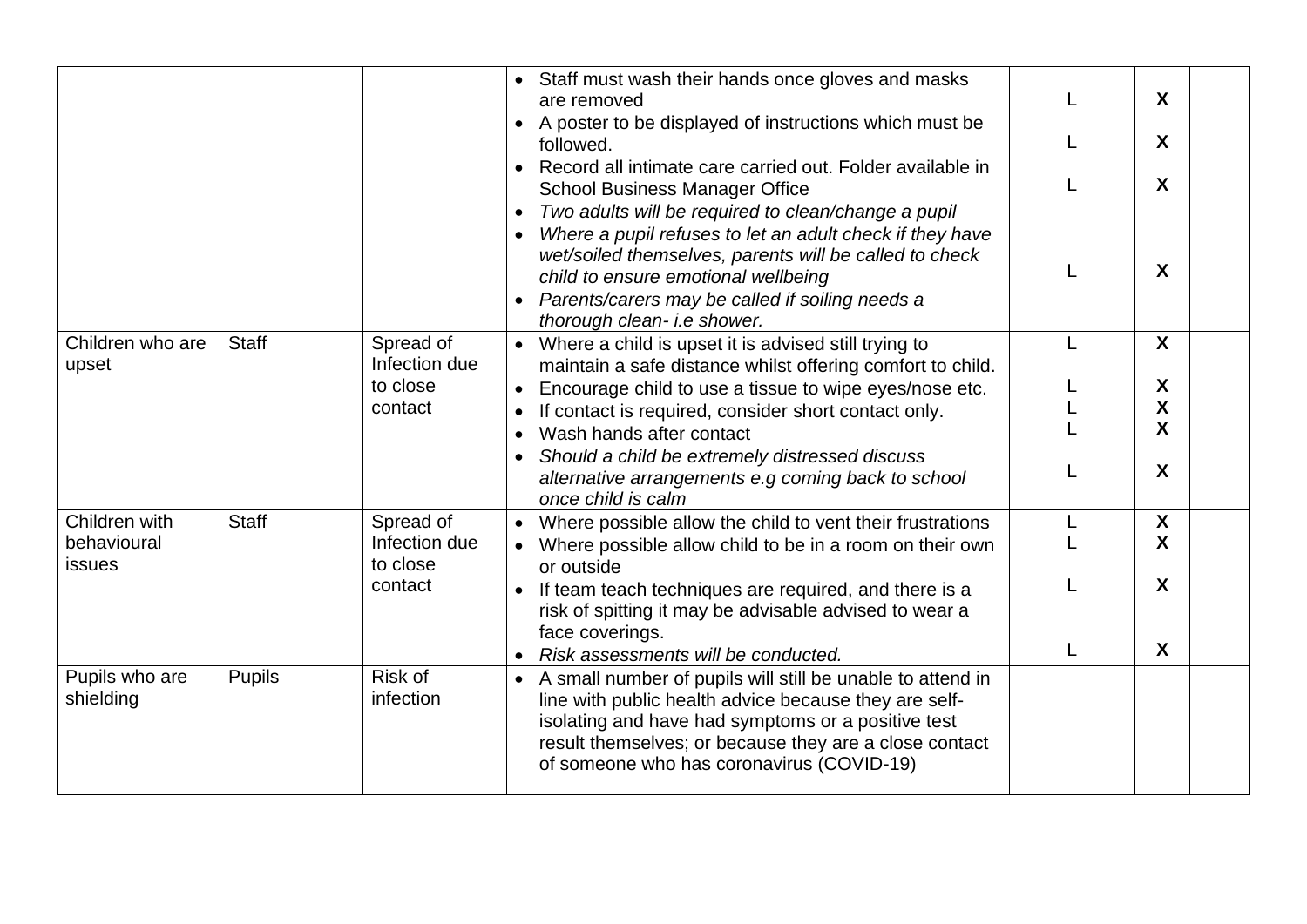| | | | | | | |
|---|---|---|---|---|---|---|
| | | | • Staff must wash their hands once gloves and masks are removed<br>• A poster to be displayed of instructions which must be followed.<br>• Record all intimate care carried out. Folder available in School Business Manager Office<br>• *Two adults will be required to clean/change a pupil*<br>• *Where a pupil refuses to let an adult check if they have wet/soiled themselves, parents will be called to check child to ensure emotional wellbeing*<br>• *Parents/carers may be called if soiling needs a thorough clean- i.e shower.* | L<br>L<br>L<br><br>L | **X**<br>**X**<br>**X**<br><br>**X** | |
| Children who are upset | Staff | Spread of Infection due to close contact | • Where a child is upset it is advised still trying to maintain a safe distance whilst offering comfort to child.<br>• Encourage child to use a tissue to wipe eyes/nose etc.<br>• If contact is required, consider short contact only.<br>• Wash hands after contact<br>• *Should a child be extremely distressed discuss alternative arrangements e.g coming back to school once child is calm* | L<br>L<br>L<br>L<br>L | **X**<br>**X**<br>**X**<br>**X**<br>**X** | |
| Children with behavioural issues | Staff | Spread of Infection due to close contact | • Where possible allow the child to vent their frustrations<br>• Where possible allow child to be in a room on their own or outside<br>• If team teach techniques are required, and there is a risk of spitting it may be advisable advised to wear a face coverings.<br>• *Risk assessments will be conducted.* | L<br>L<br>L<br>L | **X**<br>**X**<br>**X**<br>**X** | |
| Pupils who are shielding | Pupils | Risk of infection | • A small number of pupils will still be unable to attend in line with public health advice because they are self-isolating and have had symptoms or a positive test result themselves; or because they are a close contact of someone who has coronavirus (COVID-19) | | | |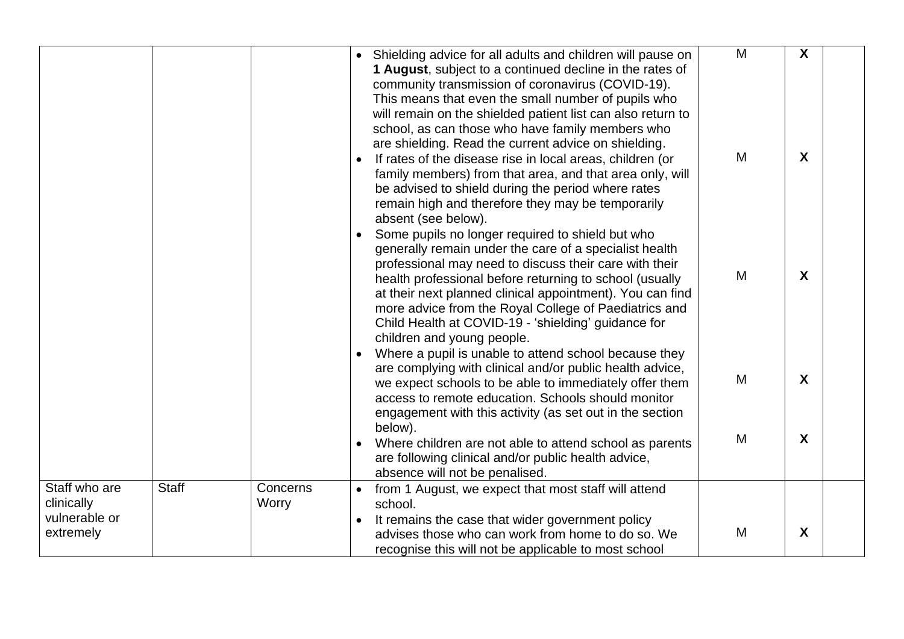| | | | | | | |
|---|---|---|---|---|---|---|
| | | | • Shielding advice for all adults and children will pause on **1 August**, subject to a continued decline in the rates of community transmission of coronavirus (COVID-19). This means that even the small number of pupils who will remain on the shielded patient list can also return to school, as can those who have family members who are shielding. Read the current advice on shielding.<br>• If rates of the disease rise in local areas, children (or family members) from that area, and that area only, will be advised to shield during the period where rates remain high and therefore they may be temporarily absent (see below).<br>• Some pupils no longer required to shield but who generally remain under the care of a specialist health professional may need to discuss their care with their health professional before returning to school (usually at their next planned clinical appointment). You can find more advice from the Royal College of Paediatrics and Child Health at COVID-19 - 'shielding' guidance for children and young people.<br>• Where a pupil is unable to attend school because they are complying with clinical and/or public health advice, we expect schools to be able to immediately offer them access to remote education. Schools should monitor engagement with this activity (as set out in the section below).<br>• Where children are not able to attend school as parents are following clinical and/or public health advice, absence will not be penalised. | M<br>M<br>M<br>M<br>M | **X**<br>**X**<br>**X**<br>**X**<br>**X** | |
| Staff who are clinically vulnerable or extremely | Staff | Concerns Worry | • from 1 August, we expect that most staff will attend school.<br>• It remains the case that wider government policy advises those who can work from home to do so. We recognise this will not be applicable to most school | M | **X** | |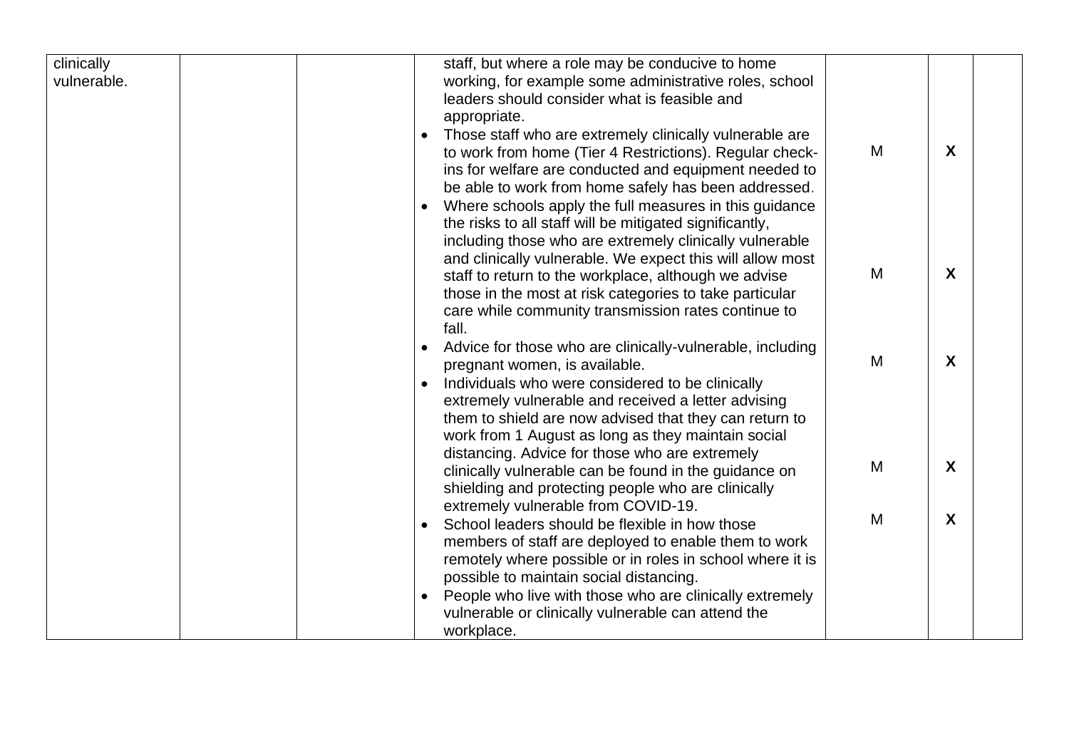| | | | | | | |
|---|---|---|---|---|---|---|
| clinically vulnerable. | | | staff, but where a role may be conducive to home working, for example some administrative roles, school leaders should consider what is feasible and appropriate.<br>• Those staff who are extremely clinically vulnerable are to work from home (Tier 4 Restrictions). Regular check-ins for welfare are conducted and equipment needed to be able to work from home safely has been addressed.<br>• Where schools apply the full measures in this guidance the risks to all staff will be mitigated significantly, including those who are extremely clinically vulnerable and clinically vulnerable. We expect this will allow most staff to return to the workplace, although we advise those in the most at risk categories to take particular care while community transmission rates continue to fall.<br>• Advice for those who are clinically-vulnerable, including pregnant women, is available.<br>• Individuals who were considered to be clinically extremely vulnerable and received a letter advising them to shield are now advised that they can return to work from 1 August as long as they maintain social distancing. Advice for those who are extremely clinically vulnerable can be found in the guidance on shielding and protecting people who are clinically extremely vulnerable from COVID-19.<br>• School leaders should be flexible in how those members of staff are deployed to enable them to work remotely where possible or in roles in school where it is possible to maintain social distancing.<br>• People who live with those who are clinically extremely vulnerable or clinically vulnerable can attend the workplace. | M<br>M<br>M<br>M<br>M | X<br>X<br>X<br>X<br>X | |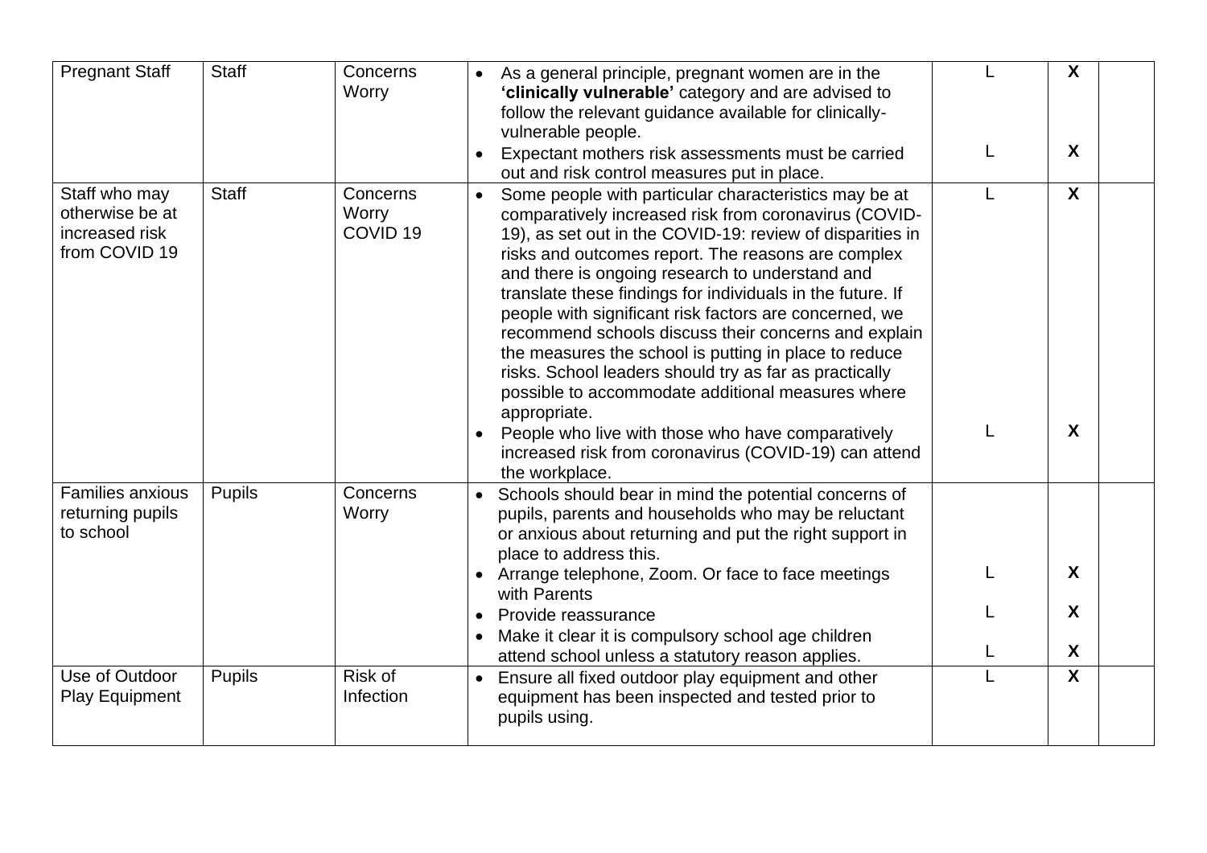| Pregnant Staff | Staff | Concerns Worry | • As a general principle, pregnant women are in the **'clinically vulnerable'** category and are advised to follow the relevant guidance available for clinically-vulnerable people.<br>• Expectant mothers risk assessments must be carried out and risk control measures put in place. | L<br><br>L | X<br><br>X | |
|---|---|---|---|---|---|---|
| Staff who may otherwise be at increased risk from COVID 19 | Staff | Concerns Worry COVID 19 | • Some people with particular characteristics may be at comparatively increased risk from coronavirus (COVID-19), as set out in the COVID-19: review of disparities in risks and outcomes report. The reasons are complex and there is ongoing research to understand and translate these findings for individuals in the future. If people with significant risk factors are concerned, we recommend schools discuss their concerns and explain the measures the school is putting in place to reduce risks. School leaders should try as far as practically possible to accommodate additional measures where appropriate.<br>• People who live with those who have comparatively increased risk from coronavirus (COVID-19) can attend the workplace. | L<br><br>L | X<br><br>X | |
| Families anxious returning pupils to school | Pupils | Concerns Worry | • Schools should bear in mind the potential concerns of pupils, parents and households who may be reluctant or anxious about returning and put the right support in place to address this.<br>• Arrange telephone, Zoom. Or face to face meetings with Parents<br>• Provide reassurance<br>• Make it clear it is compulsory school age children attend school unless a statutory reason applies. | <br>L<br>L<br>L | <br>X<br>X<br>X | |
| Use of Outdoor Play Equipment | Pupils | Risk of Infection | • Ensure all fixed outdoor play equipment and other equipment has been inspected and tested prior to pupils using. | L | X | |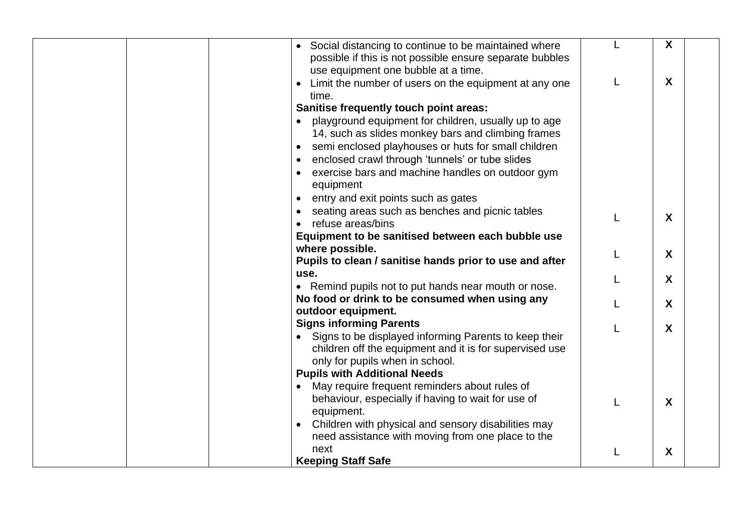|  |  |  |  |  |  |  |
|---|---|---|---|---|---|---|
|  |  |  | • Social distancing to continue to be maintained where possible if this is not possible ensure separate bubbles use equipment one bubble at a time.<br>• Limit the number of users on the equipment at any one time.<br>**Sanitise frequently touch point areas:**<br>• playground equipment for children, usually up to age 14, such as slides monkey bars and climbing frames<br>• semi enclosed playhouses or huts for small children<br>• enclosed crawl through 'tunnels' or tube slides<br>• exercise bars and machine handles on outdoor gym equipment<br>• entry and exit points such as gates<br>• seating areas such as benches and picnic tables<br>• refuse areas/bins<br>**Equipment to be sanitised between each bubble use where possible.**<br>**Pupils to clean / sanitise hands prior to use and after use.**<br>• Remind pupils not to put hands near mouth or nose.<br>**No food or drink to be consumed when using any outdoor equipment.**<br>**Signs informing Parents**<br>• Signs to be displayed informing Parents to keep their children off the equipment and it is for supervised use only for pupils when in school.<br>**Pupils with Additional Needs**<br>• May require frequent reminders about rules of behaviour, especially if having to wait for use of equipment.<br>• Children with physical and sensory disabilities may need assistance with moving from one place to the next<br>**Keeping Staff Safe** | L<br>L<br>L<br>L<br>L<br>L<br>L<br>L<br>L | X<br>X<br>X<br>X<br>X<br>X<br>X<br>X<br>X |  |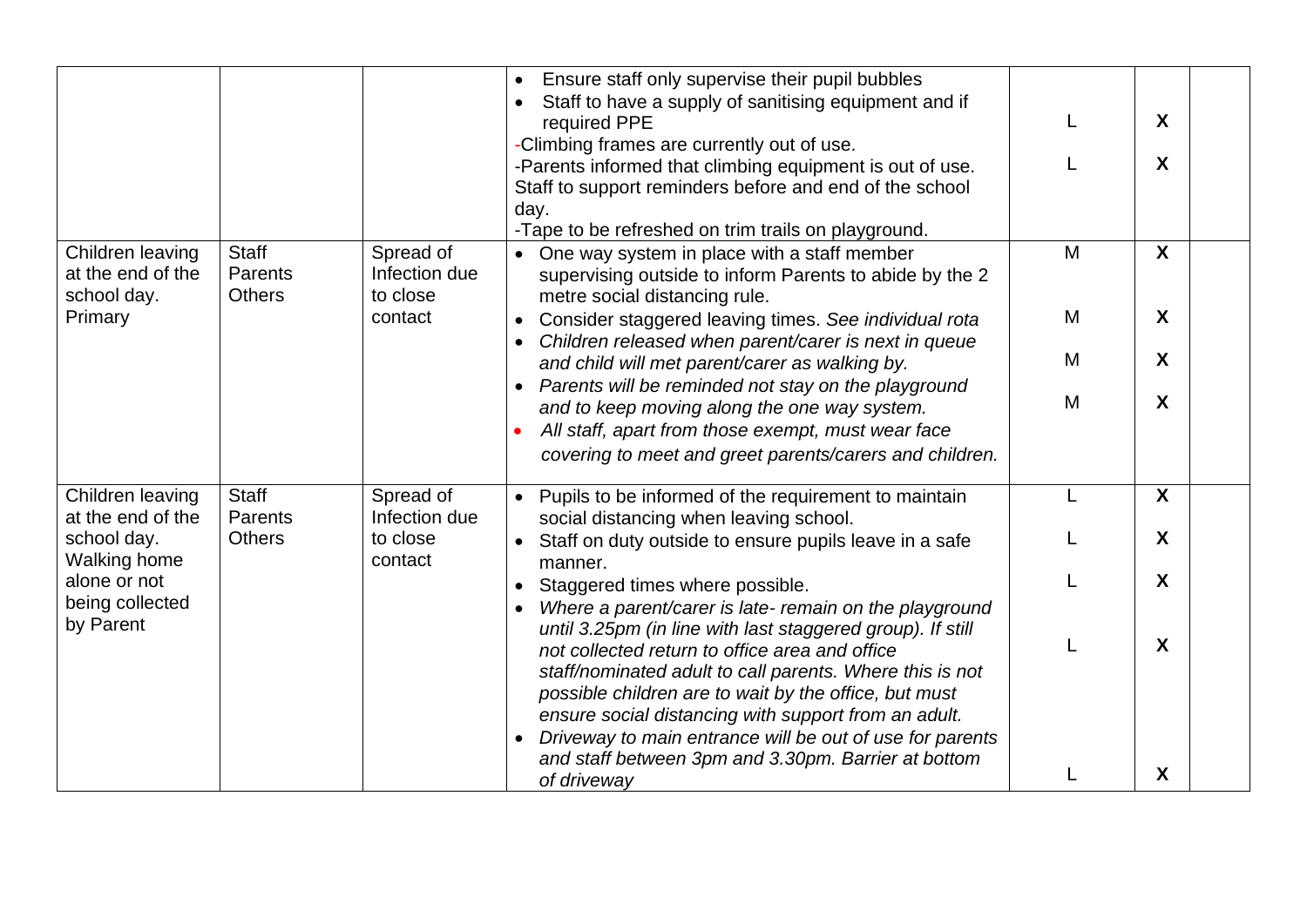| | | | | | | |
|---|---|---|---|---|---|---|
| | | | • Ensure staff only supervise their pupil bubbles<br>• Staff to have a supply of sanitising equipment and if required PPE<br>-Climbing frames are currently out of use.<br>-Parents informed that climbing equipment is out of use. Staff to support reminders before and end of the school day.<br>-Tape to be refreshed on trim trails on playground. | L<br>L | **X**<br>**X** | |
| Children leaving at the end of the school day. Primary | Staff Parents Others | Spread of Infection due to close contact | • One way system in place with a staff member supervising outside to inform Parents to abide by the 2 metre social distancing rule.<br>• Consider staggered leaving times. *See individual rota*<br>• *Children released when parent/carer is next in queue and child will met parent/carer as walking by.*<br>• *Parents will be reminded not stay on the playground and to keep moving along the one way system.*<br>• *All staff, apart from those exempt, must wear face covering to meet and greet parents/carers and children.* | M<br>M<br>M<br>M | **X**<br>**X**<br>**X**<br>**X** | |
| Children leaving at the end of the school day. Walking home alone or not being collected by Parent | Staff Parents Others | Spread of Infection due to close contact | • Pupils to be informed of the requirement to maintain social distancing when leaving school.<br>• Staff on duty outside to ensure pupils leave in a safe manner.<br>• Staggered times where possible.<br>• *Where a parent/carer is late- remain on the playground until 3.25pm (in line with last staggered group). If still not collected return to office area and office staff/nominated adult to call parents. Where this is not possible children are to wait by the office, but must ensure social distancing with support from an adult.*<br>• *Driveway to main entrance will be out of use for parents and staff between 3pm and 3.30pm. Barrier at bottom of driveway* | L<br>L<br>L<br>L<br>L | **X**<br>**X**<br>**X**<br>**X**<br>**X** | |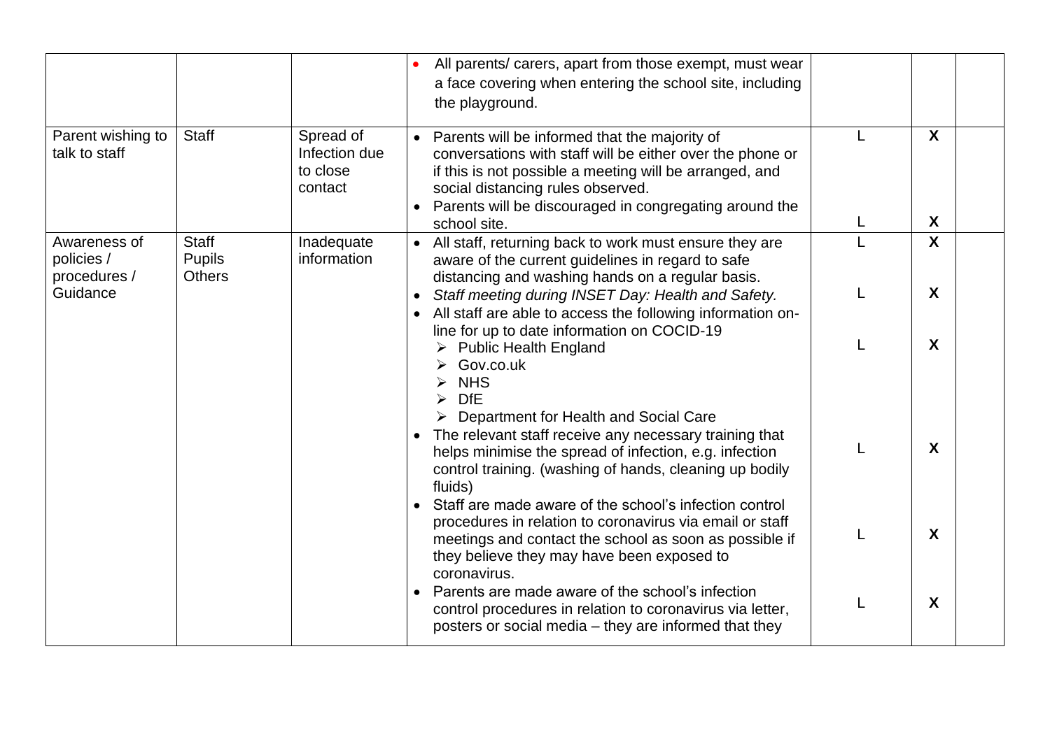| | | | | | | |
|---|---|---|---|---|---|---|
| | | | • All parents/ carers, apart from those exempt, must wear a face covering when entering the school site, including the playground. | | | |
| Parent wishing to talk to staff | Staff | Spread of Infection due to close contact | • Parents will be informed that the majority of conversations with staff will be either over the phone or if this is not possible a meeting will be arranged, and social distancing rules observed.<br>• Parents will be discouraged in congregating around the school site. | L<br><br>L | X<br><br>X | |
| Awareness of policies / procedures / Guidance | Staff<br>Pupils<br>Others | Inadequate information | • All staff, returning back to work must ensure they are aware of the current guidelines in regard to safe distancing and washing hands on a regular basis.<br>• *Staff meeting during INSET Day: Health and Safety.*<br>• All staff are able to access the following information on-line for up to date information on COCID-19<br>➢ Public Health England<br>➢ Gov.co.uk<br>➢ NHS<br>➢ DfE<br>➢ Department for Health and Social Care<br>• The relevant staff receive any necessary training that helps minimise the spread of infection, e.g. infection control training. (washing of hands, cleaning up bodily fluids)<br>• Staff are made aware of the school's infection control procedures in relation to coronavirus via email or staff meetings and contact the school as soon as possible if they believe they may have been exposed to coronavirus.<br>• Parents are made aware of the school's infection control procedures in relation to coronavirus via letter, posters or social media – they are informed that they | L<br><br>L<br><br>L<br><br>L<br><br>L<br><br>L | X<br><br>X<br><br>X<br><br>X<br><br>X<br><br>X | |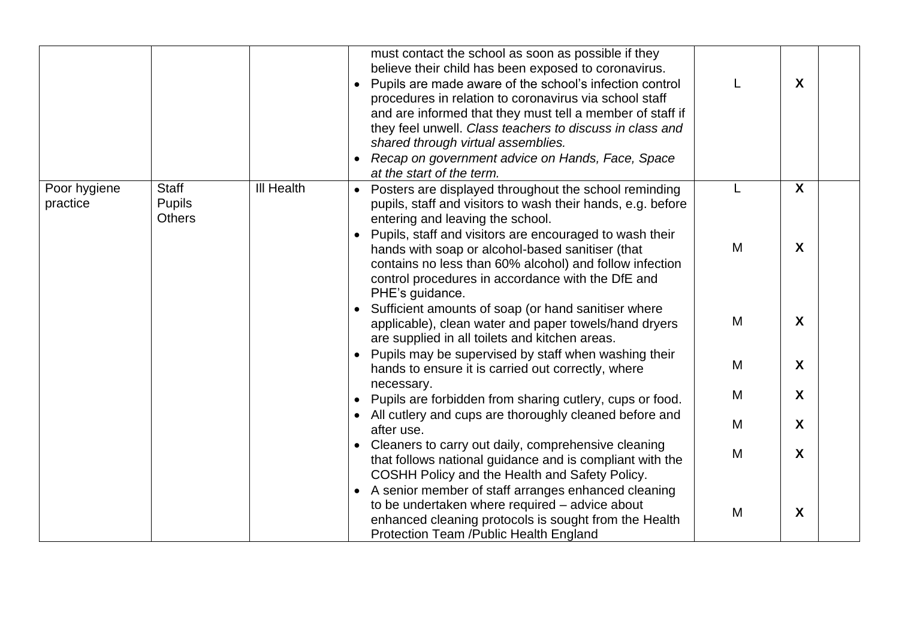| | | | | | | |
|---|---|---|---|---|---|---|
| | | | must contact the school as soon as possible if they believe their child has been exposed to coronavirus.<br>• Pupils are made aware of the school's infection control procedures in relation to coronavirus via school staff and are informed that they must tell a member of staff if they feel unwell. *Class teachers to discuss in class and shared through virtual assemblies.*<br>• *Recap on government advice on Hands, Face, Space at the start of the term.* | L | **X** | |
| Poor hygiene practice | Staff<br>Pupils<br>Others | Ill Health | • Posters are displayed throughout the school reminding pupils, staff and visitors to wash their hands, e.g. before entering and leaving the school. | L | **X** | |
| | | | • Pupils, staff and visitors are encouraged to wash their hands with soap or alcohol-based sanitiser (that contains no less than 60% alcohol) and follow infection control procedures in accordance with the DfE and PHE's guidance. | M | **X** | |
| | | | • Sufficient amounts of soap (or hand sanitiser where applicable), clean water and paper towels/hand dryers are supplied in all toilets and kitchen areas. | M | **X** | |
| | | | • Pupils may be supervised by staff when washing their hands to ensure it is carried out correctly, where necessary. | M | **X** | |
| | | | • Pupils are forbidden from sharing cutlery, cups or food. | M | **X** | |
| | | | • All cutlery and cups are thoroughly cleaned before and after use. | M | **X** | |
| | | | • Cleaners to carry out daily, comprehensive cleaning that follows national guidance and is compliant with the COSHH Policy and the Health and Safety Policy. | M | **X** | |
| | | | • A senior member of staff arranges enhanced cleaning to be undertaken where required – advice about enhanced cleaning protocols is sought from the Health Protection Team /Public Health England | M | **X** | |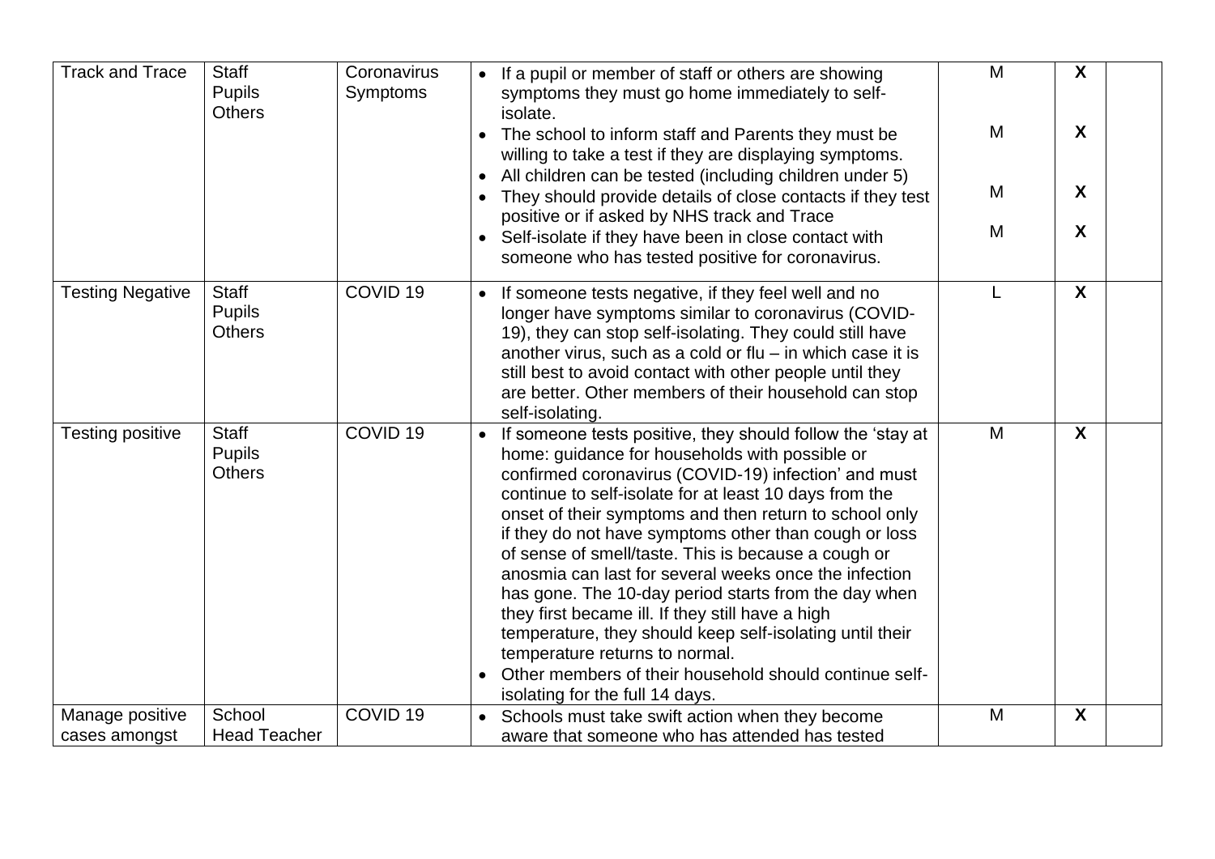| Track and Trace | Staff<br>Pupils<br>Others | Coronavirus Symptoms | • If a pupil or member of staff or others are showing symptoms they must go home immediately to self-isolate.<br>• The school to inform staff and Parents they must be willing to take a test if they are displaying symptoms.<br>• All children can be tested (including children under 5)<br>• They should provide details of close contacts if they test positive or if asked by NHS track and Trace<br>• Self-isolate if they have been in close contact with someone who has tested positive for coronavirus. | M<br><br>M<br><br>M<br><br>M | **X**<br><br>**X**<br><br>**X**<br><br>**X** | |
|---|---|---|---|---|---|---|
| Testing Negative | Staff<br>Pupils<br>Others | COVID 19 | • If someone tests negative, if they feel well and no longer have symptoms similar to coronavirus (COVID-19), they can stop self-isolating. They could still have another virus, such as a cold or flu – in which case it is still best to avoid contact with other people until they are better. Other members of their household can stop self-isolating. | L | **X** | |
| Testing positive | Staff<br>Pupils<br>Others | COVID 19 | • If someone tests positive, they should follow the 'stay at home: guidance for households with possible or confirmed coronavirus (COVID-19) infection' and must continue to self-isolate for at least 10 days from the onset of their symptoms and then return to school only if they do not have symptoms other than cough or loss of sense of smell/taste. This is because a cough or anosmia can last for several weeks once the infection has gone. The 10-day period starts from the day when they first became ill. If they still have a high temperature, they should keep self-isolating until their temperature returns to normal.<br>• Other members of their household should continue self-isolating for the full 14 days. | M | **X** | |
| Manage positive cases amongst | School<br>Head Teacher | COVID 19 | • Schools must take swift action when they become aware that someone who has attended has tested | M | **X** | |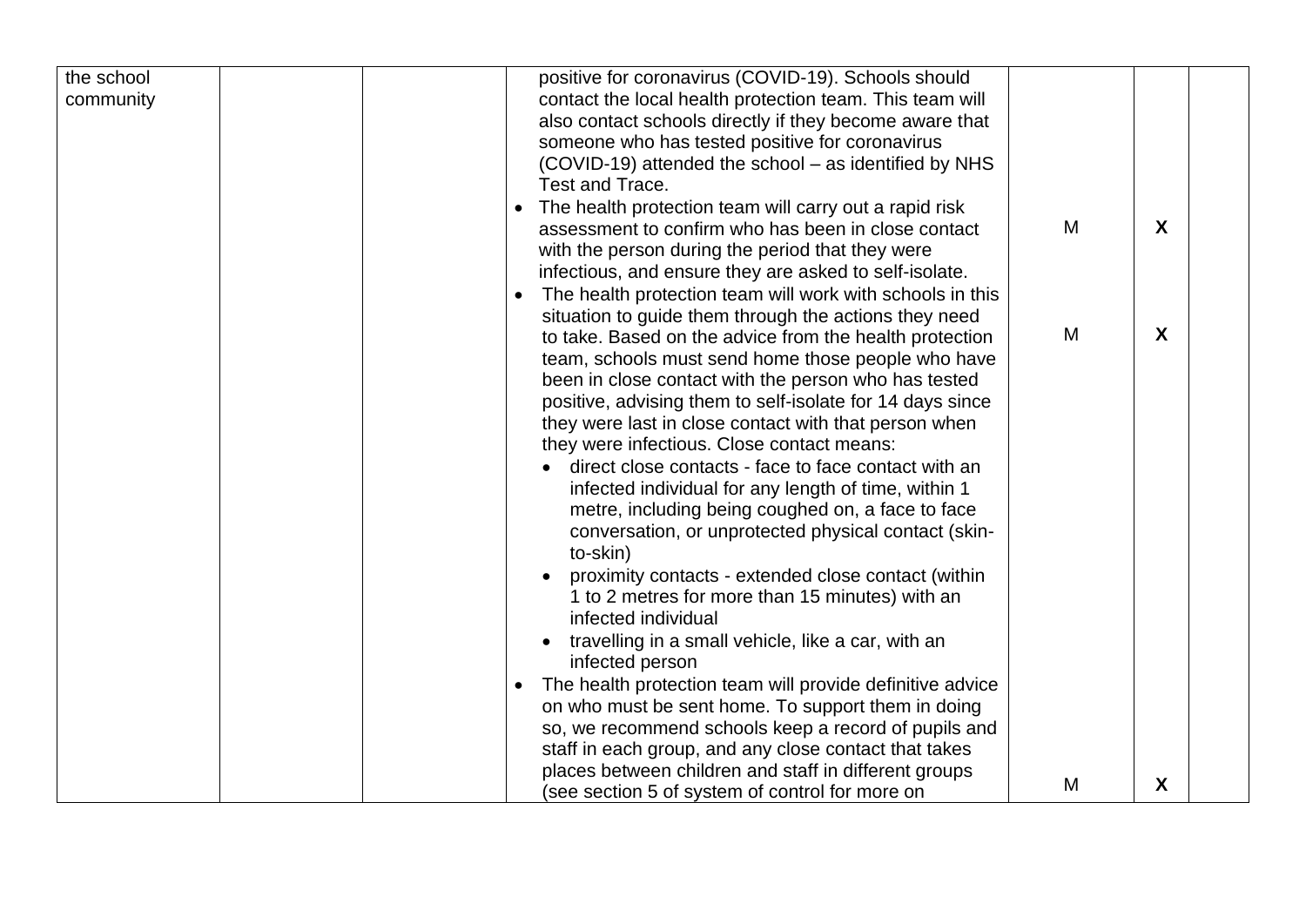| | | | | | | |
|---|---|---|---|---|---|---|
| the school community | | | positive for coronavirus (COVID-19). Schools should contact the local health protection team. This team will also contact schools directly if they become aware that someone who has tested positive for coronavirus (COVID-19) attended the school – as identified by NHS Test and Trace.<br>• The health protection team will carry out a rapid risk assessment to confirm who has been in close contact with the person during the period that they were infectious, and ensure they are asked to self-isolate. | M | **X** | |
| | | | • The health protection team will work with schools in this situation to guide them through the actions they need to take. Based on the advice from the health protection team, schools must send home those people who have been in close contact with the person who has tested positive, advising them to self-isolate for 14 days since they were last in close contact with that person when they were infectious. Close contact means:<br>◦ direct close contacts - face to face contact with an infected individual for any length of time, within 1 metre, including being coughed on, a face to face conversation, or unprotected physical contact (skin-to-skin)<br>◦ proximity contacts - extended close contact (within 1 to 2 metres for more than 15 minutes) with an infected individual<br>◦ travelling in a small vehicle, like a car, with an infected person | M | **X** | |
| | | | • The health protection team will provide definitive advice on who must be sent home. To support them in doing so, we recommend schools keep a record of pupils and staff in each group, and any close contact that takes places between children and staff in different groups (see section 5 of system of control for more on | M | **X** | |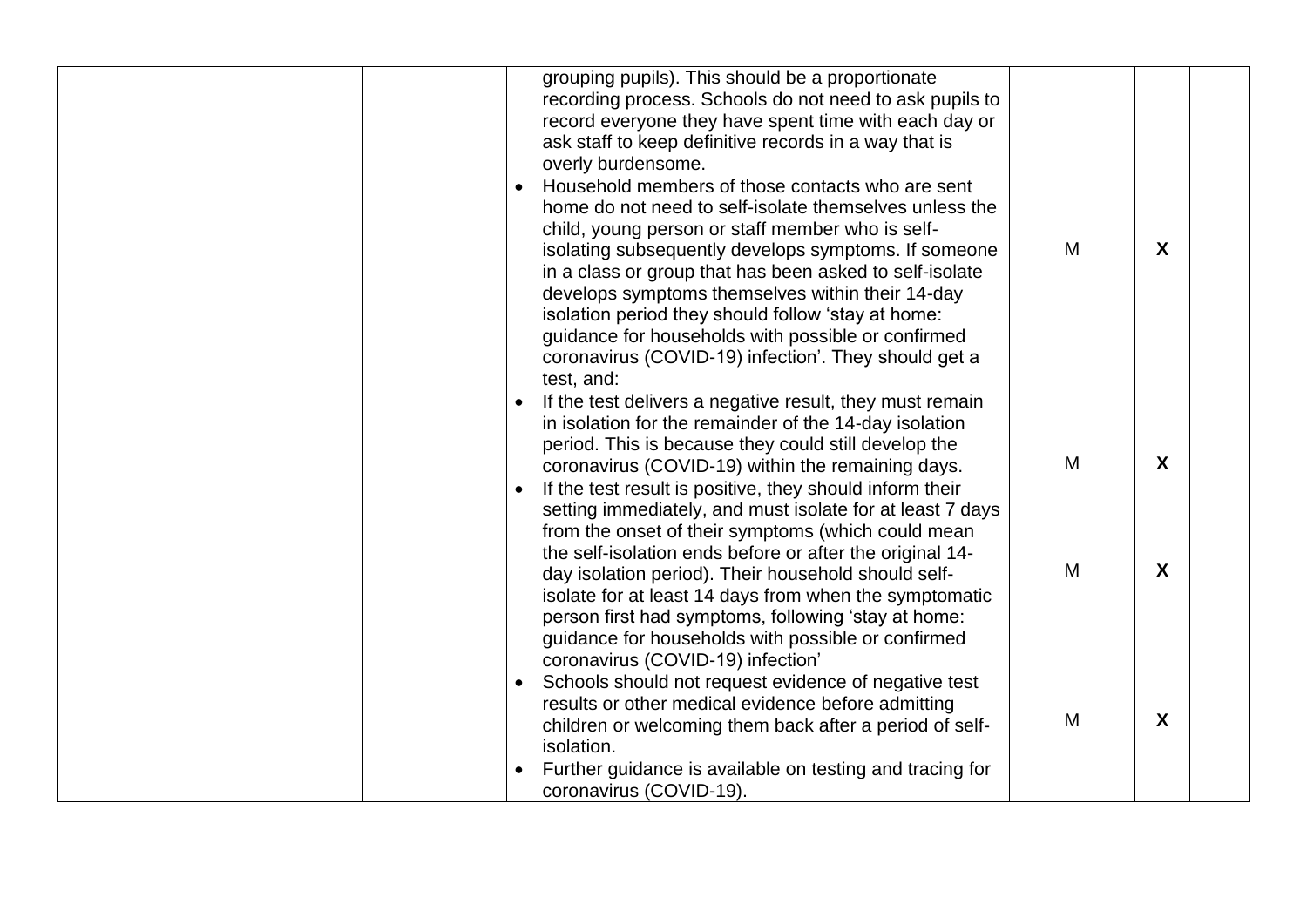| | | | | | | |
|---|---|---|---|---|---|---|
| | | | grouping pupils). This should be a proportionate recording process. Schools do not need to ask pupils to record everyone they have spent time with each day or ask staff to keep definitive records in a way that is overly burdensome.<br>• Household members of those contacts who are sent home do not need to self-isolate themselves unless the child, young person or staff member who is self-isolating subsequently develops symptoms. If someone in a class or group that has been asked to self-isolate develops symptoms themselves within their 14-day isolation period they should follow 'stay at home: guidance for households with possible or confirmed coronavirus (COVID-19) infection'. They should get a test, and: | M | **X** | |
| | | | • If the test delivers a negative result, they must remain in isolation for the remainder of the 14-day isolation period. This is because they could still develop the coronavirus (COVID-19) within the remaining days. | M | **X** | |
| | | | • If the test result is positive, they should inform their setting immediately, and must isolate for at least 7 days from the onset of their symptoms (which could mean the self-isolation ends before or after the original 14-day isolation period). Their household should self-isolate for at least 14 days from when the symptomatic person first had symptoms, following 'stay at home: guidance for households with possible or confirmed coronavirus (COVID-19) infection' | M | **X** | |
| | | | • Schools should not request evidence of negative test results or other medical evidence before admitting children or welcoming them back after a period of self-isolation.<br>• Further guidance is available on testing and tracing for coronavirus (COVID-19). | M | **X** | |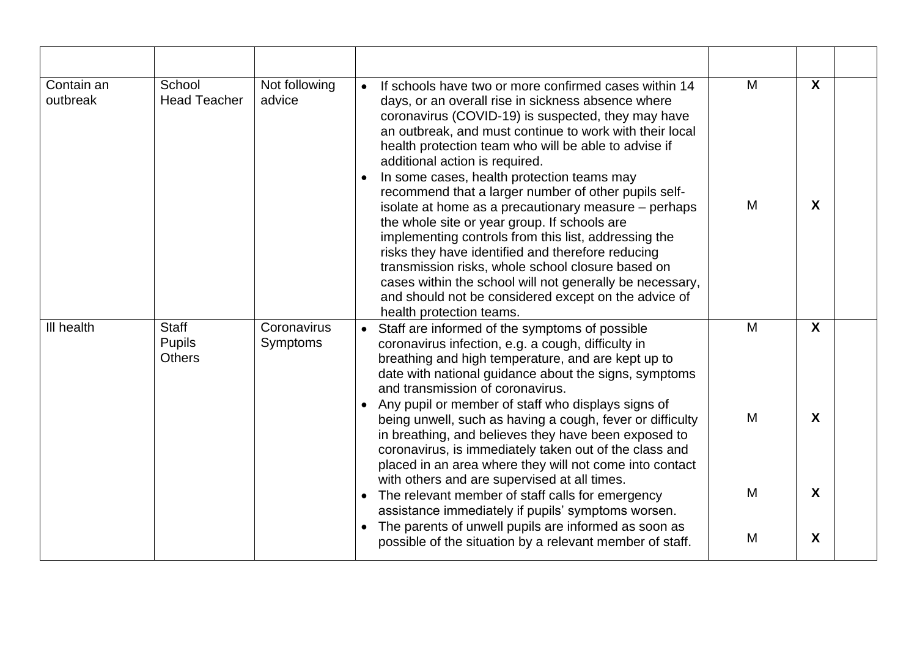| | | | | | | |
|---|---|---|---|---|---|---|
| Contain an outbreak | School<br>Head Teacher | Not following advice | • If schools have two or more confirmed cases within 14 days, or an overall rise in sickness absence where coronavirus (COVID-19) is suspected, they may have an outbreak, and must continue to work with their local health protection team who will be able to advise if additional action is required.<br>• In some cases, health protection teams may recommend that a larger number of other pupils self-isolate at home as a precautionary measure – perhaps the whole site or year group. If schools are implementing controls from this list, addressing the risks they have identified and therefore reducing transmission risks, whole school closure based on cases within the school will not generally be necessary, and should not be considered except on the advice of health protection teams. | M<br><br>M | **X**<br><br>**X** | |
| Ill health | Staff<br>Pupils<br>Others | Coronavirus Symptoms | • Staff are informed of the symptoms of possible coronavirus infection, e.g. a cough, difficulty in breathing and high temperature, and are kept up to date with national guidance about the signs, symptoms and transmission of coronavirus.<br>• Any pupil or member of staff who displays signs of being unwell, such as having a cough, fever or difficulty in breathing, and believes they have been exposed to coronavirus, is immediately taken out of the class and placed in an area where they will not come into contact with others and are supervised at all times.<br>• The relevant member of staff calls for emergency assistance immediately if pupils' symptoms worsen.<br>• The parents of unwell pupils are informed as soon as possible of the situation by a relevant member of staff. | M<br><br>M<br><br>M<br><br>M | **X**<br><br>**X**<br><br>**X**<br><br>**X** | |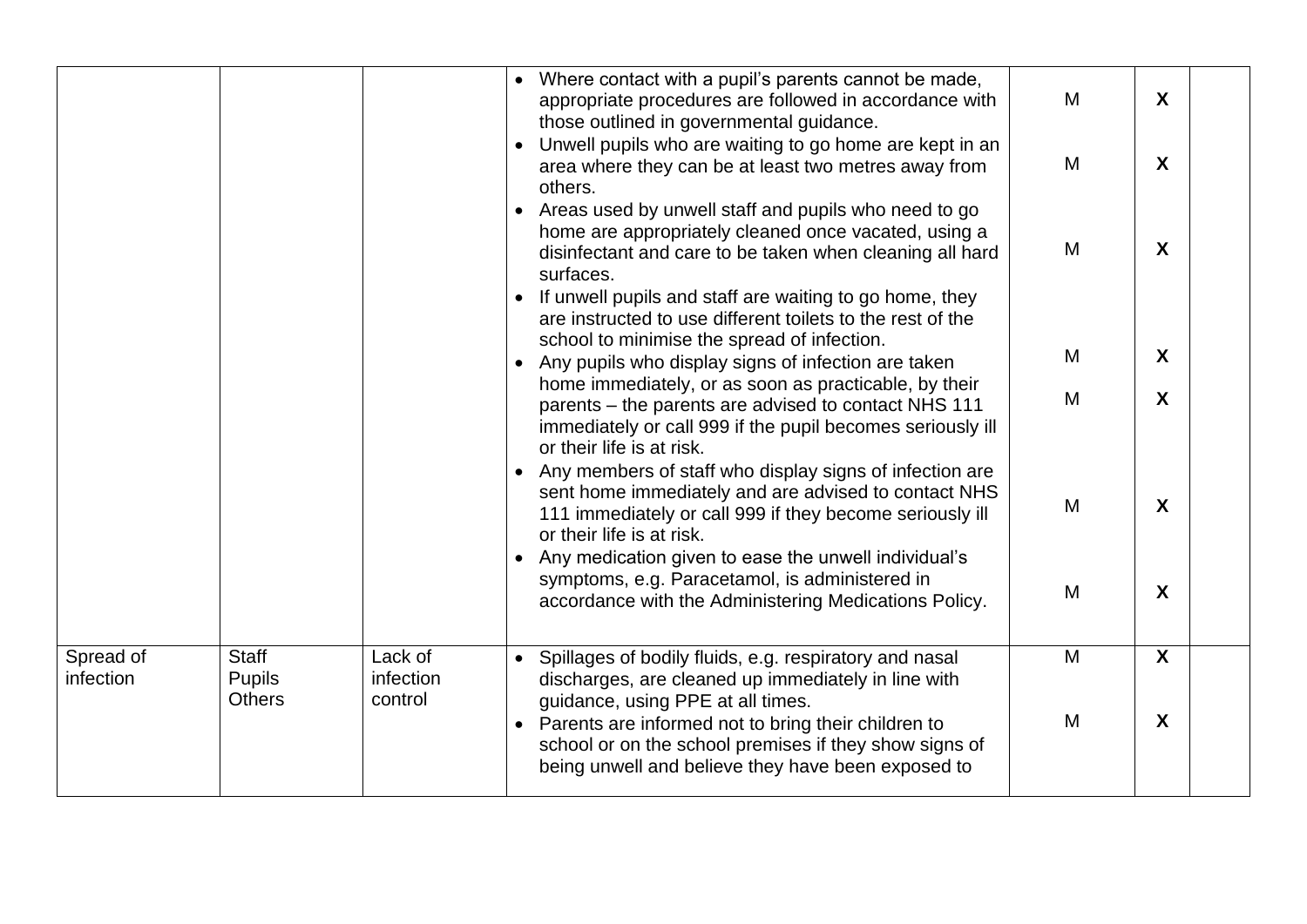| | | | | | | |
|---|---|---|---|---|---|---|
| | | | • Where contact with a pupil's parents cannot be made, appropriate procedures are followed in accordance with those outlined in governmental guidance.<br>• Unwell pupils who are waiting to go home are kept in an area where they can be at least two metres away from others.<br>• Areas used by unwell staff and pupils who need to go home are appropriately cleaned once vacated, using a disinfectant and care to be taken when cleaning all hard surfaces.<br>• If unwell pupils and staff are waiting to go home, they are instructed to use different toilets to the rest of the school to minimise the spread of infection.<br>• Any pupils who display signs of infection are taken home immediately, or as soon as practicable, by their parents – the parents are advised to contact NHS 111 immediately or call 999 if the pupil becomes seriously ill or their life is at risk.<br>• Any members of staff who display signs of infection are sent home immediately and are advised to contact NHS 111 immediately or call 999 if they become seriously ill or their life is at risk.<br>• Any medication given to ease the unwell individual's symptoms, e.g. Paracetamol, is administered in accordance with the Administering Medications Policy. | M<br>M<br>M<br>M<br>M<br>M<br>M | X<br>X<br>X<br>X<br>X<br>X<br>X | |
| Spread of infection | Staff<br>Pupils<br>Others | Lack of infection control | • Spillages of bodily fluids, e.g. respiratory and nasal discharges, are cleaned up immediately in line with guidance, using PPE at all times.<br>• Parents are informed not to bring their children to school or on the school premises if they show signs of being unwell and believe they have been exposed to | M<br>M | X<br>X | |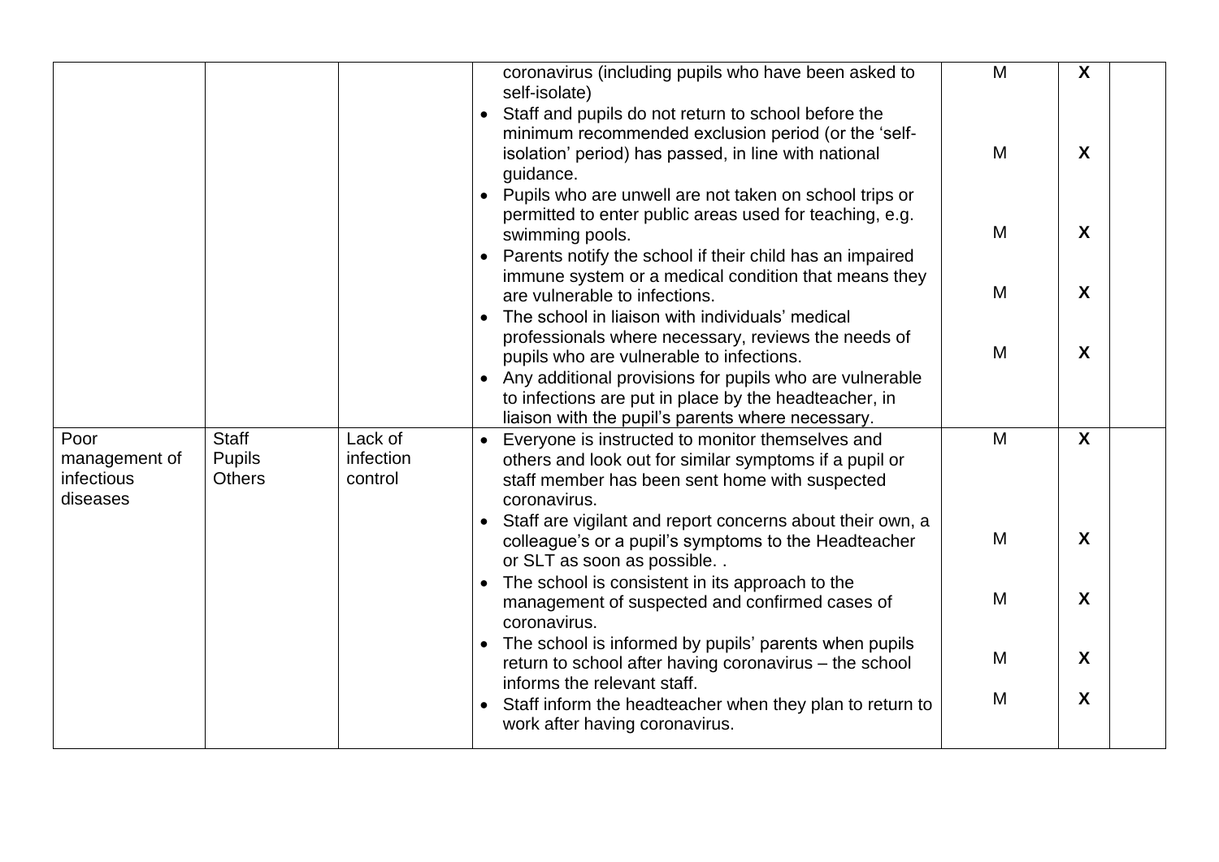|  |  |  | • coronavirus (including pupils who have been asked to self-isolate)<br>• Staff and pupils do not return to school before the minimum recommended exclusion period (or the 'self-isolation' period) has passed, in line with national guidance.<br>• Pupils who are unwell are not taken on school trips or permitted to enter public areas used for teaching, e.g. swimming pools.<br>• Parents notify the school if their child has an impaired immune system or a medical condition that means they are vulnerable to infections.<br>• The school in liaison with individuals' medical professionals where necessary, reviews the needs of pupils who are vulnerable to infections.<br>• Any additional provisions for pupils who are vulnerable to infections are put in place by the headteacher, in liaison with the pupil's parents where necessary. | M<br>M<br>M<br>M<br>M | **X**<br>**X**<br>**X**<br>**X**<br>**X** |  |
|---|---|---|---|---|---|---|
| Poor management of infectious diseases | Staff<br>Pupils<br>Others | Lack of infection control | • Everyone is instructed to monitor themselves and others and look out for similar symptoms if a pupil or staff member has been sent home with suspected coronavirus.<br>• Staff are vigilant and report concerns about their own, a colleague's or a pupil's symptoms to the Headteacher or SLT as soon as possible. .<br>• The school is consistent in its approach to the management of suspected and confirmed cases of coronavirus.<br>• The school is informed by pupils' parents when pupils return to school after having coronavirus – the school informs the relevant staff.<br>• Staff inform the headteacher when they plan to return to work after having coronavirus. | M<br>M<br>M<br>M<br>M | **X**<br>**X**<br>**X**<br>**X**<br>**X** |  |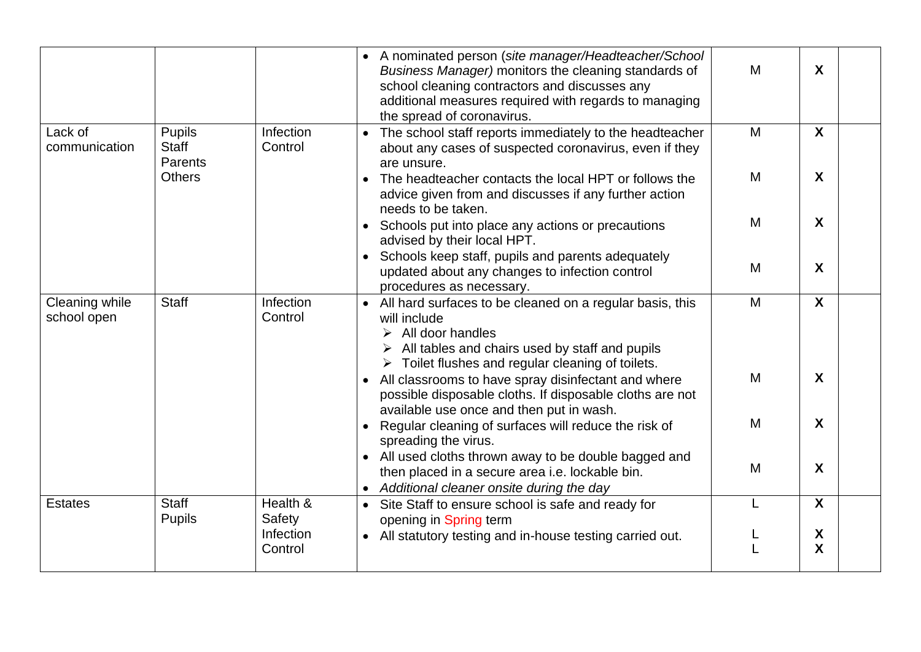| | | | | | | |
|---|---|---|---|---|---|---|
| | | | • A nominated person (*site manager/Headteacher/School Business Manager)* monitors the cleaning standards of school cleaning contractors and discusses any additional measures required with regards to managing the spread of coronavirus. | M | **X** | |
| Lack of communication | Pupils<br>Staff<br>Parents<br>Others | Infection Control | • The school staff reports immediately to the headteacher about any cases of suspected coronavirus, even if they are unsure.<br>• The headteacher contacts the local HPT or follows the advice given from and discusses if any further action needs to be taken.<br>• Schools put into place any actions or precautions advised by their local HPT.<br>• Schools keep staff, pupils and parents adequately updated about any changes to infection control procedures as necessary. | M<br>M<br>M<br>M | **X**<br>**X**<br>**X**<br>**X** | |
| Cleaning while school open | Staff | Infection Control | • All hard surfaces to be cleaned on a regular basis, this will include<br>➢ All door handles<br>➢ All tables and chairs used by staff and pupils<br>➢ Toilet flushes and regular cleaning of toilets.<br>• All classrooms to have spray disinfectant and where possible disposable cloths. If disposable cloths are not available use once and then put in wash.<br>• Regular cleaning of surfaces will reduce the risk of spreading the virus.<br>• All used cloths thrown away to be double bagged and then placed in a secure area i.e. lockable bin.<br>• *Additional cleaner onsite during the day* | M<br>M<br>M<br>M | **X**<br>**X**<br>**X**<br>**X** | |
| Estates | Staff<br>Pupils | Health & Safety<br>Infection Control | • Site Staff to ensure school is safe and ready for opening in Spring term<br>• All statutory testing and in-house testing carried out. | L<br>L<br>L | **X**<br>**X**<br>**X** | |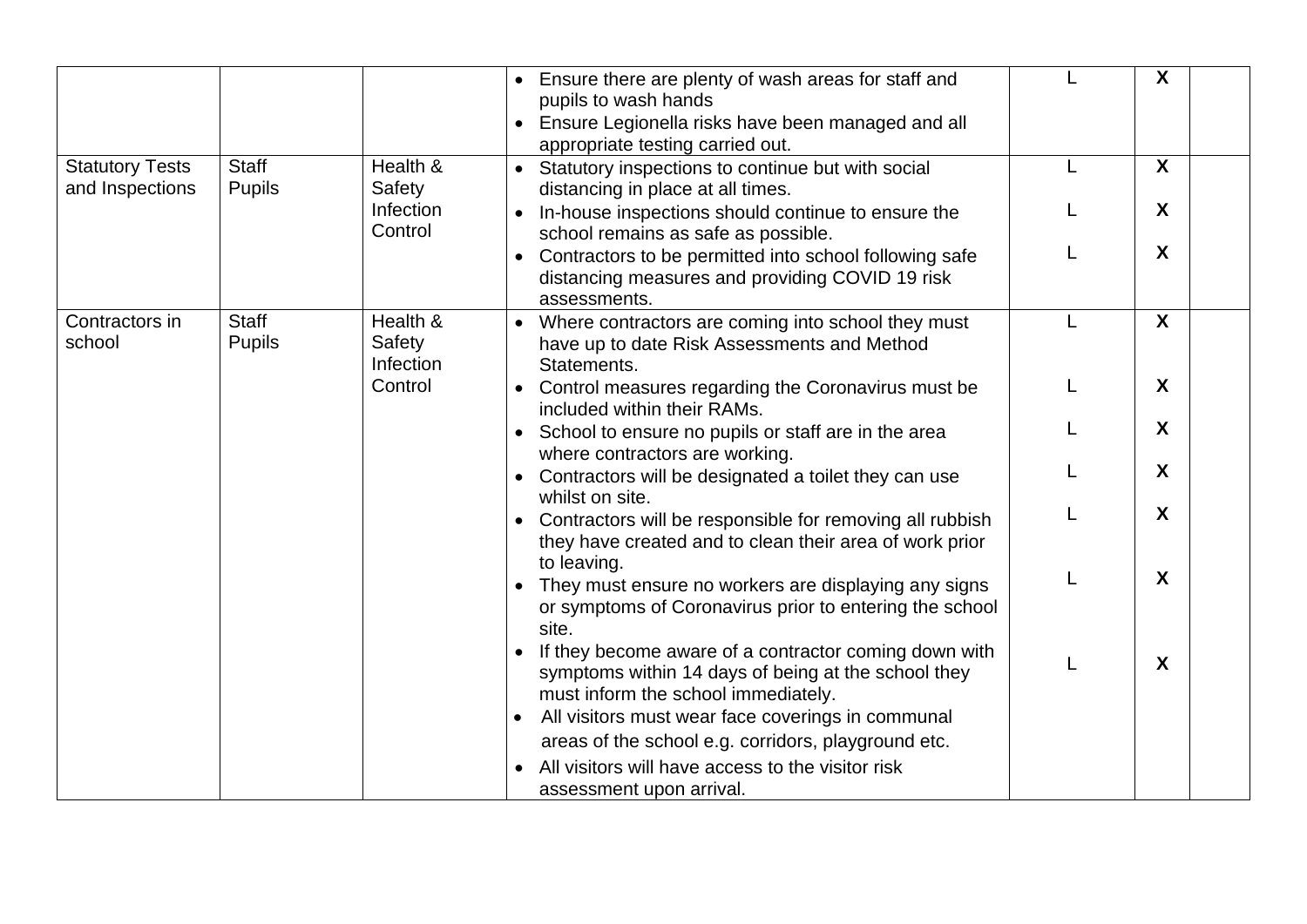| | | | | | | |
|---|---|---|---|---|---|---|
| | | | • Ensure there are plenty of wash areas for staff and pupils to wash hands<br>• Ensure Legionella risks have been managed and all appropriate testing carried out. | L | X | |
| Statutory Tests and Inspections | Staff<br>Pupils | Health & Safety<br>Infection Control | • Statutory inspections to continue but with social distancing in place at all times.<br>• In-house inspections should continue to ensure the school remains as safe as possible.<br>• Contractors to be permitted into school following safe distancing measures and providing COVID 19 risk assessments. | L<br>L<br>L | X<br>X<br>X | |
| Contractors in school | Staff<br>Pupils | Health & Safety<br>Infection Control | • Where contractors are coming into school they must have up to date Risk Assessments and Method Statements.<br>• Control measures regarding the Coronavirus must be included within their RAMs.<br>• School to ensure no pupils or staff are in the area where contractors are working.<br>• Contractors will be designated a toilet they can use whilst on site.<br>• Contractors will be responsible for removing all rubbish they have created and to clean their area of work prior to leaving.<br>• They must ensure no workers are displaying any signs or symptoms of Coronavirus prior to entering the school site.<br>• If they become aware of a contractor coming down with symptoms within 14 days of being at the school they must inform the school immediately.<br>• All visitors must wear face coverings in communal areas of the school e.g. corridors, playground etc.<br>• All visitors will have access to the visitor risk assessment upon arrival. | L<br>L<br>L<br>L<br>L<br>L<br>L | X<br>X<br>X<br>X<br>X<br>X<br>X | |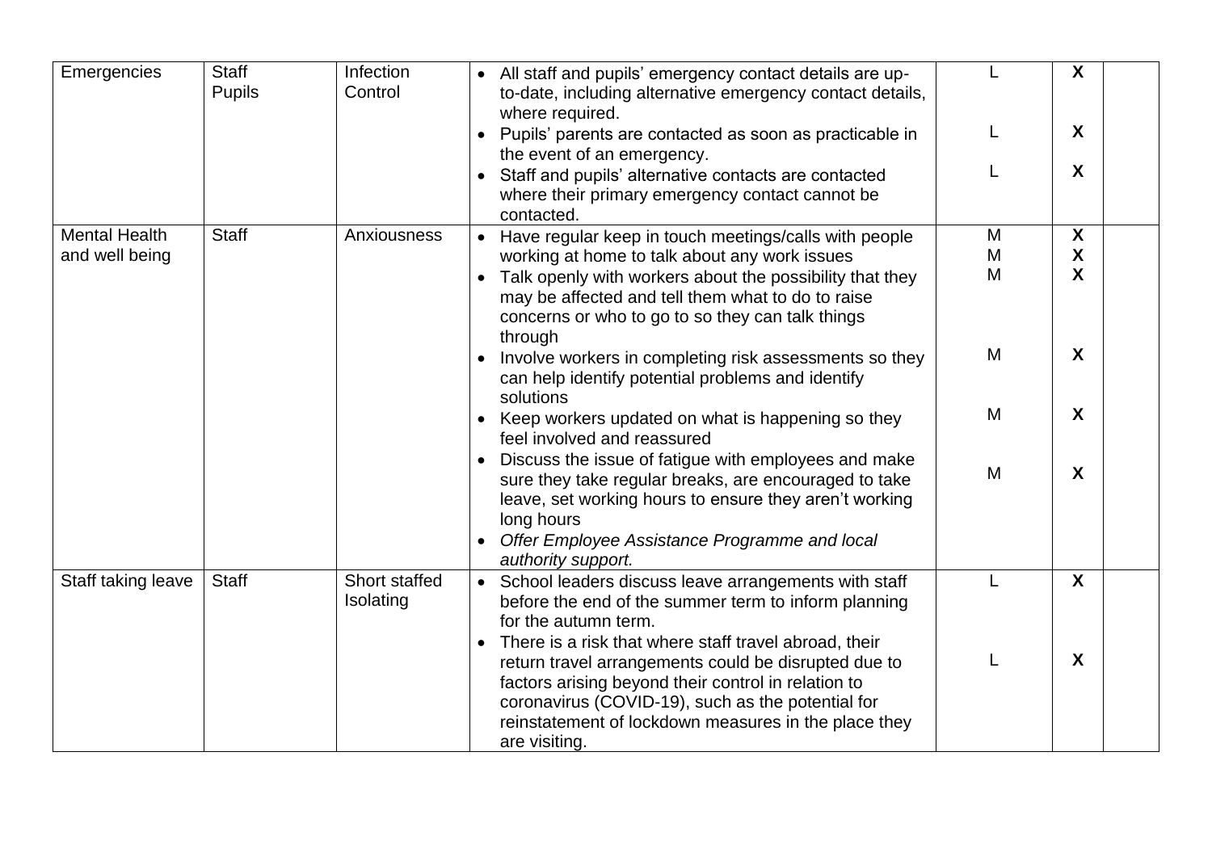| | | | | | | |
|---|---|---|---|---|---|---|
| Emergencies | Staff<br>Pupils | Infection Control | • All staff and pupils' emergency contact details are up-to-date, including alternative emergency contact details, where required.<br>• Pupils' parents are contacted as soon as practicable in the event of an emergency.<br>• Staff and pupils' alternative contacts are contacted where their primary emergency contact cannot be contacted. | L<br>L<br>L | X<br>X<br>X | |
| Mental Health and well being | Staff | Anxiousness | • Have regular keep in touch meetings/calls with people working at home to talk about any work issues<br>• Talk openly with workers about the possibility that they may be affected and tell them what to do to raise concerns or who to go to so they can talk things through<br>• Involve workers in completing risk assessments so they can help identify potential problems and identify solutions<br>• Keep workers updated on what is happening so they feel involved and reassured<br>• Discuss the issue of fatigue with employees and make sure they take regular breaks, are encouraged to take leave, set working hours to ensure they aren't working long hours<br>• *Offer Employee Assistance Programme and local authority support.* | M<br>M<br>M<br>M<br>M<br>M | X<br>X<br>X<br>X<br>X<br>X | |
| Staff taking leave | Staff | Short staffed<br>Isolating | • School leaders discuss leave arrangements with staff before the end of the summer term to inform planning for the autumn term.<br>• There is a risk that where staff travel abroad, their return travel arrangements could be disrupted due to factors arising beyond their control in relation to coronavirus (COVID-19), such as the potential for reinstatement of lockdown measures in the place they are visiting. | L<br>L | X<br>X | |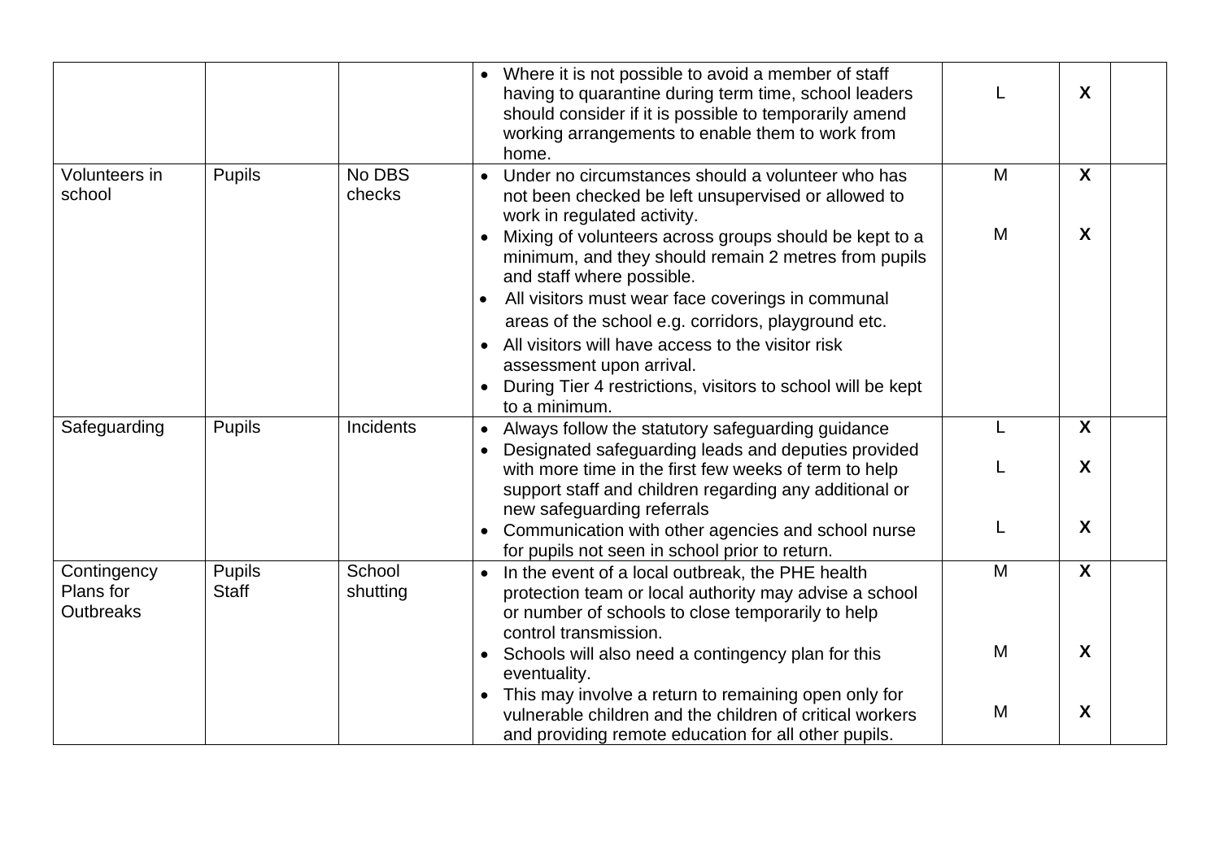| | | | | | | |
|---|---|---|---|---|---|---|
| | | | • Where it is not possible to avoid a member of staff having to quarantine during term time, school leaders should consider if it is possible to temporarily amend working arrangements to enable them to work from home. | L | **X** | |
| Volunteers in school | Pupils | No DBS checks | • Under no circumstances should a volunteer who has not been checked be left unsupervised or allowed to work in regulated activity.<br>• Mixing of volunteers across groups should be kept to a minimum, and they should remain 2 metres from pupils and staff where possible.<br>• All visitors must wear face coverings in communal areas of the school e.g. corridors, playground etc.<br>• All visitors will have access to the visitor risk assessment upon arrival.<br>• During Tier 4 restrictions, visitors to school will be kept to a minimum. | M<br><br>M | **X**<br><br>**X** | |
| Safeguarding | Pupils | Incidents | • Always follow the statutory safeguarding guidance<br>• Designated safeguarding leads and deputies provided with more time in the first few weeks of term to help support staff and children regarding any additional or new safeguarding referrals<br>• Communication with other agencies and school nurse for pupils not seen in school prior to return. | L<br>L<br><br>L | **X**<br>**X**<br><br>**X** | |
| Contingency Plans for Outbreaks | Pupils<br>Staff | School shutting | • In the event of a local outbreak, the PHE health protection team or local authority may advise a school or number of schools to close temporarily to help control transmission.<br>• Schools will also need a contingency plan for this eventuality.<br>• This may involve a return to remaining open only for vulnerable children and the children of critical workers and providing remote education for all other pupils. | M<br><br>M<br><br>M | **X**<br><br>**X**<br><br>**X** | |